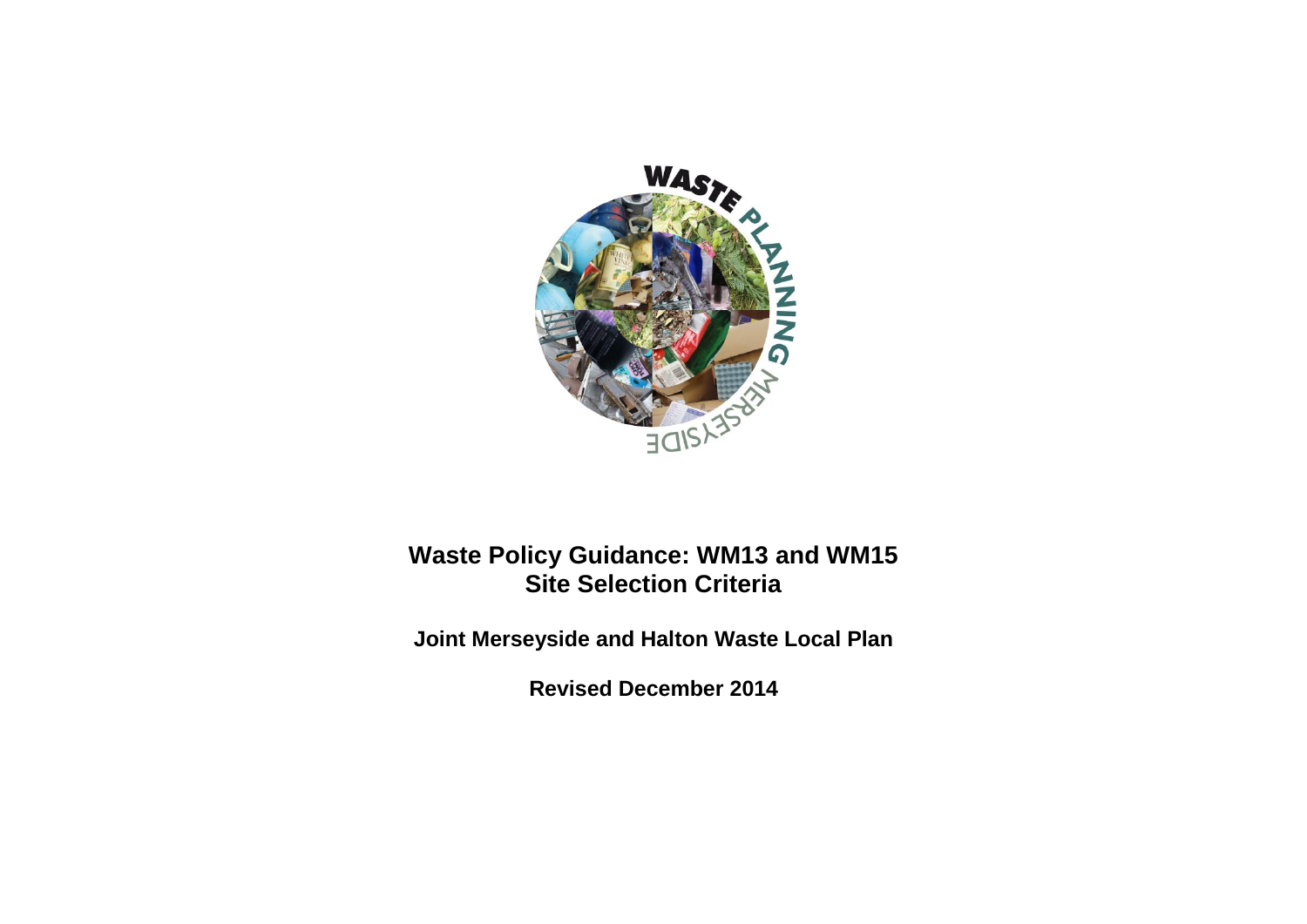# Waste Policy Guidance: WM13 and WM15
# Site Selection Criteria

**Joint Merseyside and Halton Waste Local Plan**

**Revised December 2014**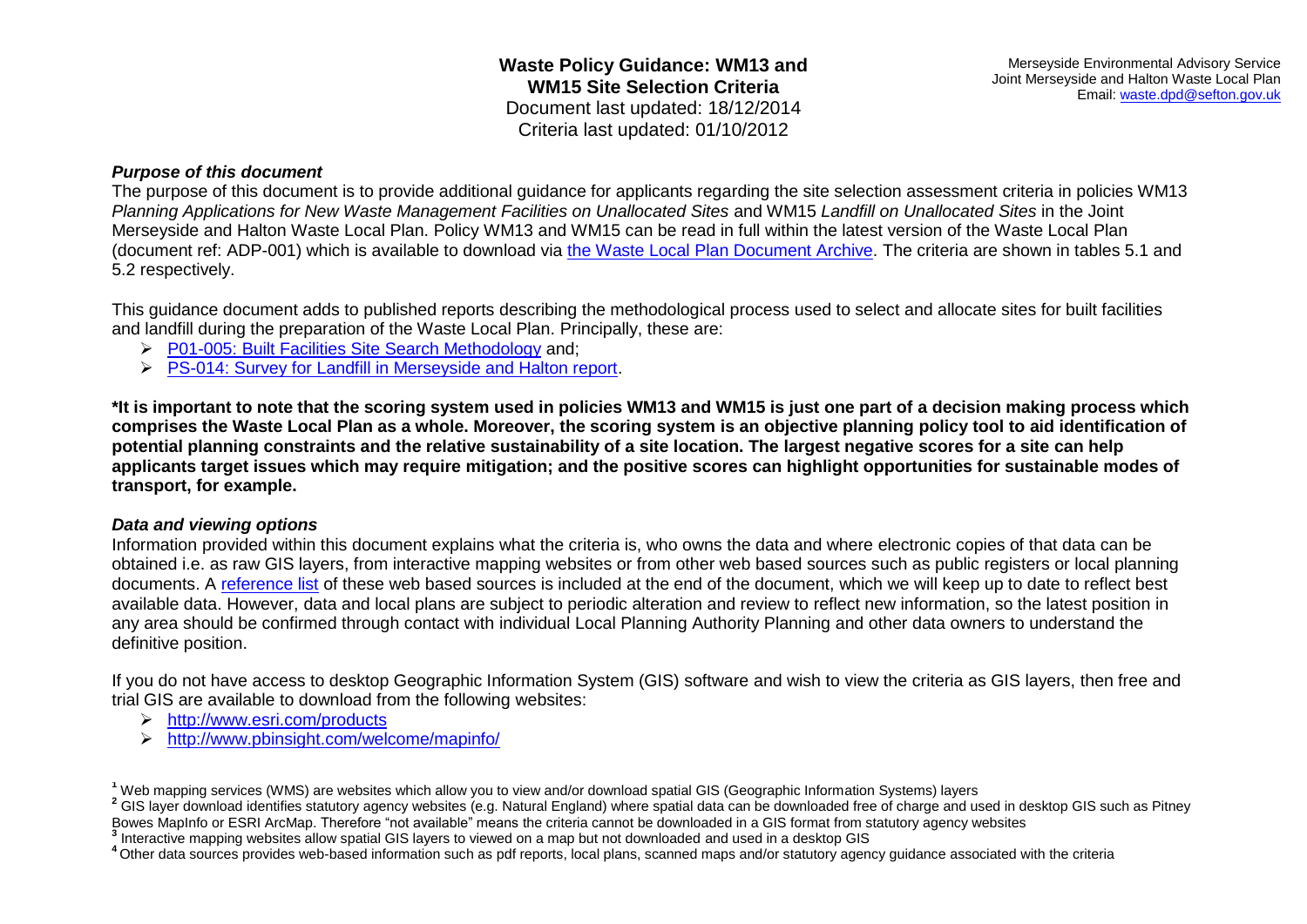# Waste Policy Guidance: WM13 and WM15 Site Selection Criteria

Document last updated: 18/12/2014
Criteria last updated: 01/10/2012

Merseyside Environmental Advisory Service
Joint Merseyside and Halton Waste Local Plan
Email: waste.dpd@sefton.gov.uk

### *Purpose of this document*

The purpose of this document is to provide additional guidance for applicants regarding the site selection assessment criteria in policies WM13 *Planning Applications for New Waste Management Facilities on Unallocated Sites* and WM15 *Landfill on Unallocated Sites* in the Joint Merseyside and Halton Waste Local Plan. Policy WM13 and WM15 can be read in full within the latest version of the Waste Local Plan (document ref: ADP-001) which is available to download via the Waste Local Plan Document Archive. The criteria are shown in tables 5.1 and 5.2 respectively.

This guidance document adds to published reports describing the methodological process used to select and allocate sites for built facilities and landfill during the preparation of the Waste Local Plan. Principally, these are:

- P01-005: Built Facilities Site Search Methodology and;
- PS-014: Survey for Landfill in Merseyside and Halton report.

**\*It is important to note that the scoring system used in policies WM13 and WM15 is just one part of a decision making process which comprises the Waste Local Plan as a whole. Moreover, the scoring system is an objective planning policy tool to aid identification of potential planning constraints and the relative sustainability of a site location. The largest negative scores for a site can help applicants target issues which may require mitigation; and the positive scores can highlight opportunities for sustainable modes of transport, for example.**

### *Data and viewing options*

Information provided within this document explains what the criteria is, who owns the data and where electronic copies of that data can be obtained i.e. as raw GIS layers, from interactive mapping websites or from other web based sources such as public registers or local planning documents. A reference list of these web based sources is included at the end of the document, which we will keep up to date to reflect best available data. However, data and local plans are subject to periodic alteration and review to reflect new information, so the latest position in any area should be confirmed through contact with individual Local Planning Authority Planning and other data owners to understand the definitive position.

If you do not have access to desktop Geographic Information System (GIS) software and wish to view the criteria as GIS layers, then free and trial GIS are available to download from the following websites:

- http://www.esri.com/products
- http://www.pbinsight.com/welcome/mapinfo/

[1] Web mapping services (WMS) are websites which allow you to view and/or download spatial GIS (Geographic Information Systems) layers

[2] GIS layer download identifies statutory agency websites (e.g. Natural England) where spatial data can be downloaded free of charge and used in desktop GIS such as Pitney Bowes MapInfo or ESRI ArcMap. Therefore "not available" means the criteria cannot be downloaded in a GIS format from statutory agency websites

[3] Interactive mapping websites allow spatial GIS layers to viewed on a map but not downloaded and used in a desktop GIS

[4] Other data sources provides web-based information such as pdf reports, local plans, scanned maps and/or statutory agency guidance associated with the criteria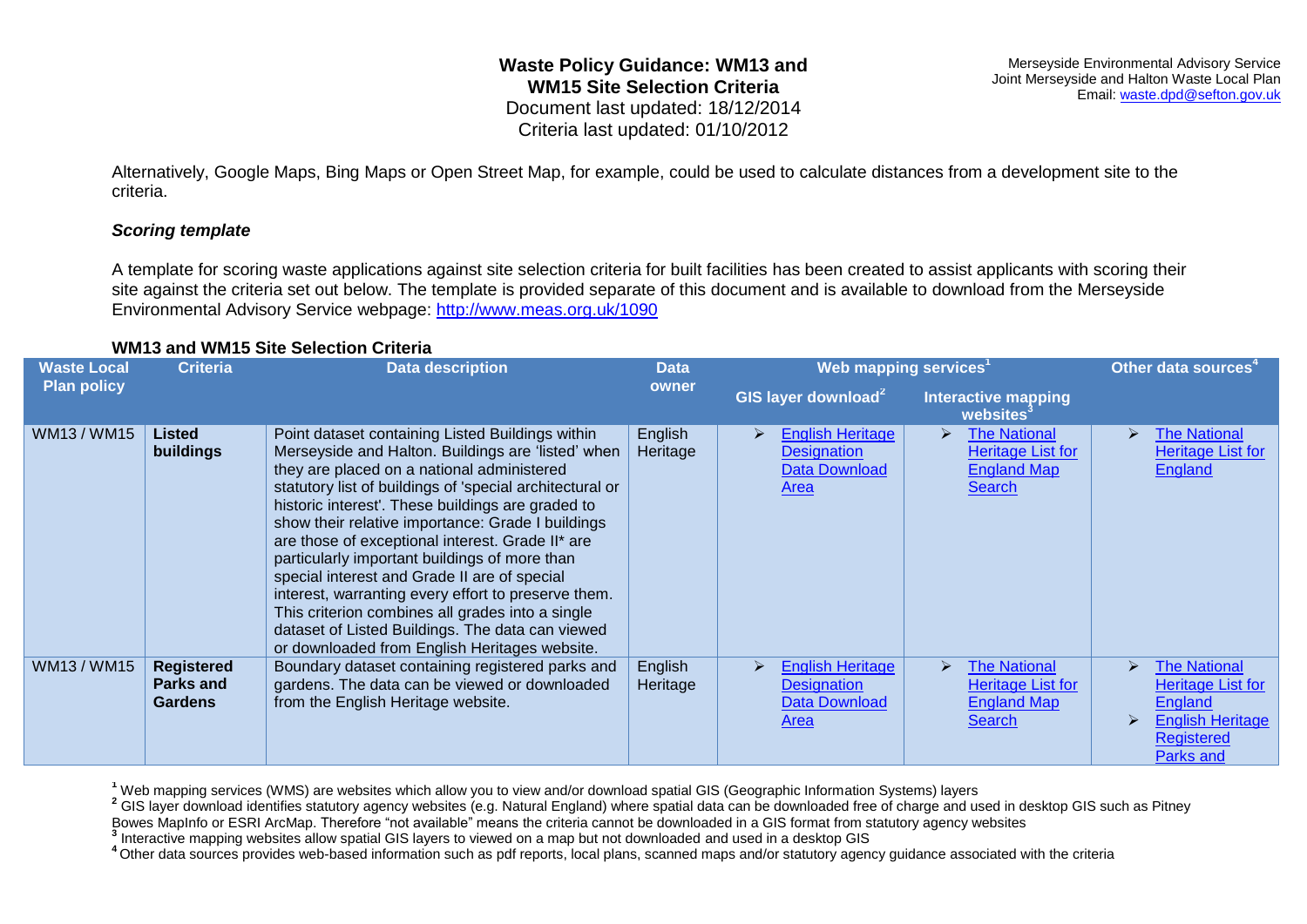Alternatively, Google Maps, Bing Maps or Open Street Map, for example, could be used to calculate distances from a development site to the criteria.

### *Scoring template*

A template for scoring waste applications against site selection criteria for built facilities has been created to assist applicants with scoring their site against the criteria set out below. The template is provided separate of this document and is available to download from the Merseyside Environmental Advisory Service webpage: http://www.meas.org.uk/1090

### WM13 and WM15 Site Selection Criteria

| Waste Local Plan policy | Criteria | Data description | Data owner | Web mapping services[1] | | Other data sources[4] |
|---|---|---|---|---|---|---|
| | | | | GIS layer download[2] | Interactive mapping websites[3] | |
| WM13 / WM15 | **Listed buildings** | Point dataset containing Listed Buildings within Merseyside and Halton. Buildings are 'listed' when they are placed on a national administered statutory list of buildings of 'special architectural or historic interest'. These buildings are graded to show their relative importance: Grade I buildings are those of exceptional interest. Grade II* are particularly important buildings of more than special interest and Grade II are of special interest, warranting every effort to preserve them. This criterion combines all grades into a single dataset of Listed Buildings. The data can viewed or downloaded from English Heritages website. | English Heritage | ➢ English Heritage Designation Data Download Area | ➢ The National Heritage List for England Map Search | ➢ The National Heritage List for England |
| WM13 / WM15 | **Registered Parks and Gardens** | Boundary dataset containing registered parks and gardens. The data can be viewed or downloaded from the English Heritage website. | English Heritage | ➢ English Heritage Designation Data Download Area | ➢ The National Heritage List for England Map Search | ➢ The National Heritage List for England<br>➢ English Heritage Registered Parks and |

[1] Web mapping services (WMS) are websites which allow you to view and/or download spatial GIS (Geographic Information Systems) layers
[2] GIS layer download identifies statutory agency websites (e.g. Natural England) where spatial data can be downloaded free of charge and used in desktop GIS such as Pitney Bowes MapInfo or ESRI ArcMap. Therefore "not available" means the criteria cannot be downloaded in a GIS format from statutory agency websites
[3] Interactive mapping websites allow spatial GIS layers to viewed on a map but not downloaded and used in a desktop GIS
[4] Other data sources provides web-based information such as pdf reports, local plans, scanned maps and/or statutory agency guidance associated with the criteria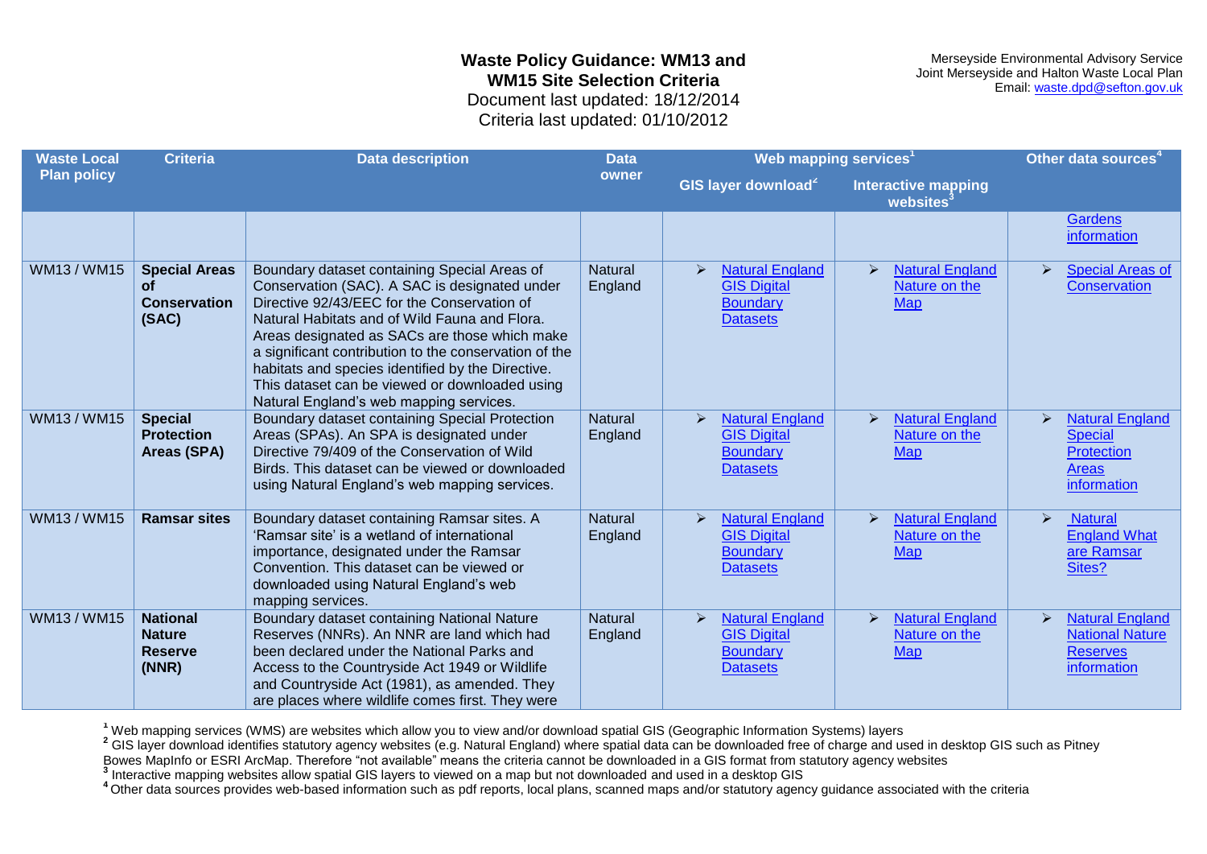**Waste Policy Guidance: WM13 and WM15 Site Selection Criteria**
Document last updated: 18/12/2014
Criteria last updated: 01/10/2012

Merseyside Environmental Advisory Service
Joint Merseyside and Halton Waste Local Plan
Email: waste.dpd@sefton.gov.uk

| Waste Local Plan policy | Criteria | Data description | Data owner | Web mapping services[1] | | Other data sources[4] |
|---|---|---|---|---|---|---|
| | | | | GIS layer download[2] | Interactive mapping websites[3] | |
| | | | | | | Gardens information |
| WM13 / WM15 | **Special Areas of Conservation (SAC)** | Boundary dataset containing Special Areas of Conservation (SAC). A SAC is designated under Directive 92/43/EEC for the Conservation of Natural Habitats and of Wild Fauna and Flora. Areas designated as SACs are those which make a significant contribution to the conservation of the habitats and species identified by the Directive. This dataset can be viewed or downloaded using Natural England's web mapping services. | Natural England | ➢ Natural England GIS Digital Boundary Datasets | ➢ Natural England Nature on the Map | ➢ Special Areas of Conservation |
| WM13 / WM15 | **Special Protection Areas (SPA)** | Boundary dataset containing Special Protection Areas (SPAs). An SPA is designated under Directive 79/409 of the Conservation of Wild Birds. This dataset can be viewed or downloaded using Natural England's web mapping services. | Natural England | ➢ Natural England GIS Digital Boundary Datasets | ➢ Natural England Nature on the Map | ➢ Natural England Special Protection Areas information |
| WM13 / WM15 | **Ramsar sites** | Boundary dataset containing Ramsar sites. A 'Ramsar site' is a wetland of international importance, designated under the Ramsar Convention. This dataset can be viewed or downloaded using Natural England's web mapping services. | Natural England | ➢ Natural England GIS Digital Boundary Datasets | ➢ Natural England Nature on the Map | ➢ Natural England What are Ramsar Sites? |
| WM13 / WM15 | **National Nature Reserve (NNR)** | Boundary dataset containing National Nature Reserves (NNRs). An NNR are land which had been declared under the National Parks and Access to the Countryside Act 1949 or Wildlife and Countryside Act (1981), as amended. They are places where wildlife comes first. They were | Natural England | ➢ Natural England GIS Digital Boundary Datasets | ➢ Natural England Nature on the Map | ➢ Natural England National Nature Reserves information |

[1] Web mapping services (WMS) are websites which allow you to view and/or download spatial GIS (Geographic Information Systems) layers
[2] GIS layer download identifies statutory agency websites (e.g. Natural England) where spatial data can be downloaded free of charge and used in desktop GIS such as Pitney Bowes MapInfo or ESRI ArcMap. Therefore "not available" means the criteria cannot be downloaded in a GIS format from statutory agency websites
[3] Interactive mapping websites allow spatial GIS layers to viewed on a map but not downloaded and used in a desktop GIS
[4] Other data sources provides web-based information such as pdf reports, local plans, scanned maps and/or statutory agency guidance associated with the criteria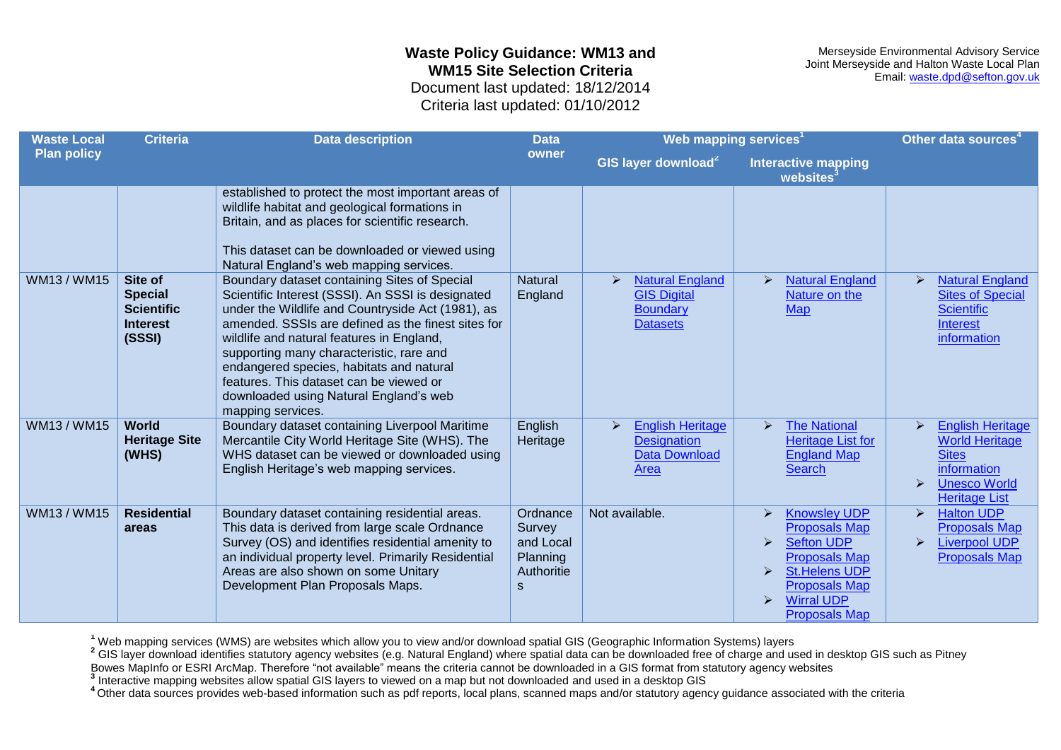**Waste Policy Guidance: WM13 and WM15 Site Selection Criteria**
Document last updated: 18/12/2014
Criteria last updated: 01/10/2012

Merseyside Environmental Advisory Service
Joint Merseyside and Halton Waste Local Plan
Email: waste.dpd@sefton.gov.uk

| Waste Local Plan policy | Criteria | Data description | Data owner | Web mapping services[1] | | Other data sources[4] |
|---|---|---|---|---|---|---|
| | | | | GIS layer download[2] | Interactive mapping websites[3] | |
| | | established to protect the most important areas of wildlife habitat and geological formations in Britain, and as places for scientific research.<br><br>This dataset can be downloaded or viewed using Natural England's web mapping services. | | | | |
| WM13 / WM15 | **Site of Special Scientific Interest (SSSI)** | Boundary dataset containing Sites of Special Scientific Interest (SSSI). An SSSI is designated under the Wildlife and Countryside Act (1981), as amended. SSSIs are defined as the finest sites for wildlife and natural features in England, supporting many characteristic, rare and endangered species, habitats and natural features. This dataset can be viewed or downloaded using Natural England's web mapping services. | Natural England | ➢ Natural England GIS Digital Boundary Datasets | ➢ Natural England Nature on the Map | ➢ Natural England Sites of Special Scientific Interest information |
| WM13 / WM15 | **World Heritage Site (WHS)** | Boundary dataset containing Liverpool Maritime Mercantile City World Heritage Site (WHS). The WHS dataset can be viewed or downloaded using English Heritage's web mapping services. | English Heritage | ➢ English Heritage Designation Data Download Area | ➢ The National Heritage List for England Map Search | ➢ English Heritage World Heritage Sites information<br>➢ Unesco World Heritage List |
| WM13 / WM15 | **Residential areas** | Boundary dataset containing residential areas. This data is derived from large scale Ordnance Survey (OS) and identifies residential amenity to an individual property level. Primarily Residential Areas are also shown on some Unitary Development Plan Proposals Maps. | Ordnance Survey and Local Planning Authorities | Not available. | ➢ Knowsley UDP Proposals Map<br>➢ Sefton UDP Proposals Map<br>➢ St.Helens UDP Proposals Map<br>➢ Wirral UDP Proposals Map | ➢ Halton UDP Proposals Map<br>➢ Liverpool UDP Proposals Map |

[1] Web mapping services (WMS) are websites which allow you to view and/or download spatial GIS (Geographic Information Systems) layers
[2] GIS layer download identifies statutory agency websites (e.g. Natural England) where spatial data can be downloaded free of charge and used in desktop GIS such as Pitney Bowes MapInfo or ESRI ArcMap. Therefore "not available" means the criteria cannot be downloaded in a GIS format from statutory agency websites
[3] Interactive mapping websites allow spatial GIS layers to viewed on a map but not downloaded and used in a desktop GIS
[4] Other data sources provides web-based information such as pdf reports, local plans, scanned maps and/or statutory agency guidance associated with the criteria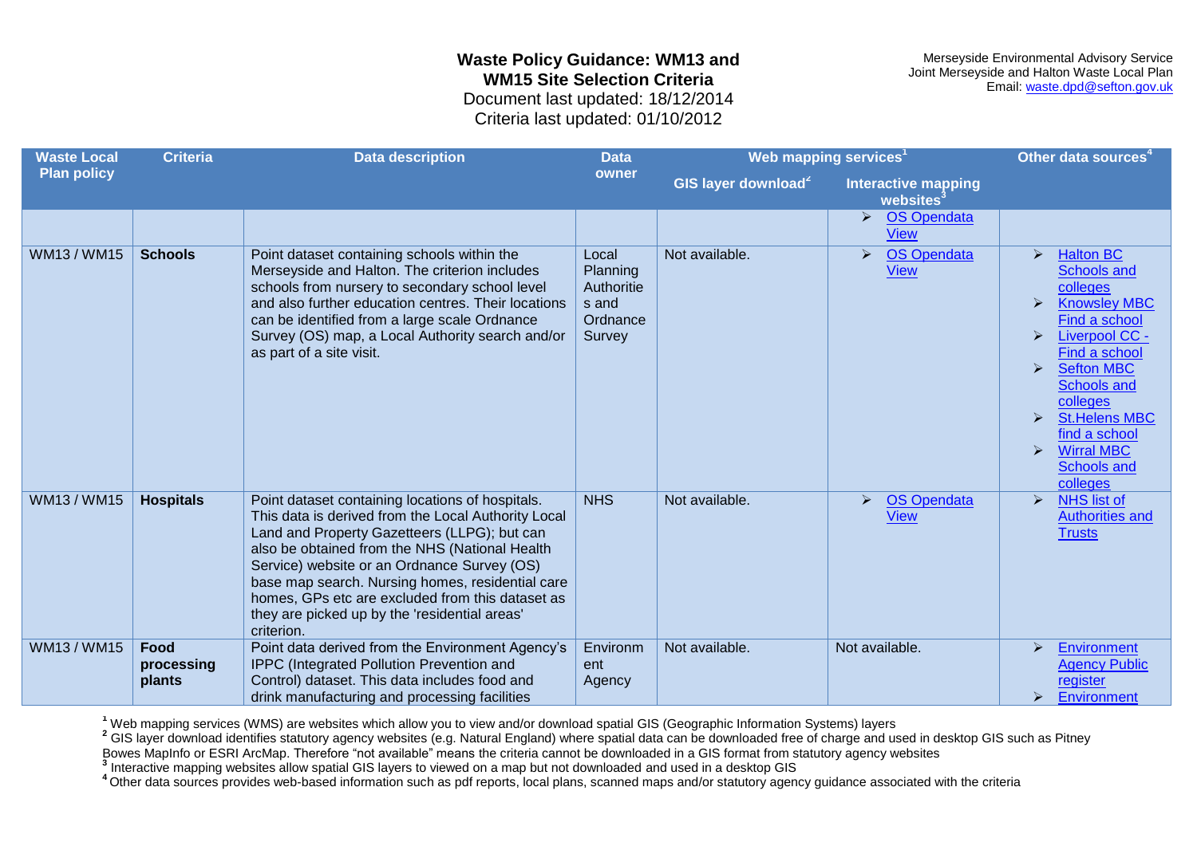# Waste Policy Guidance: WM13 and WM15 Site Selection Criteria

Document last updated: 18/12/2014
Criteria last updated: 01/10/2012

Merseyside Environmental Advisory Service
Joint Merseyside and Halton Waste Local Plan
Email: waste.dpd@sefton.gov.uk

| Waste Local Plan policy | Criteria | Data description | Data owner | Web mapping services[1] | | Other data sources[4] |
|---|---|---|---|---|---|---|
| | | | | GIS layer download[2] | Interactive mapping websites[3] | |
| | | | | | ➢ OS Opendata View | |
| WM13 / WM15 | **Schools** | Point dataset containing schools within the Merseyside and Halton. The criterion includes schools from nursery to secondary school level and also further education centres. Their locations can be identified from a large scale Ordnance Survey (OS) map, a Local Authority search and/or as part of a site visit. | Local Planning Authorities and Ordnance Survey | Not available. | ➢ OS Opendata View | ➢ Halton BC Schools and colleges ➢ Knowsley MBC Find a school ➢ Liverpool CC - Find a school ➢ Sefton MBC Schools and colleges ➢ St.Helens MBC find a school ➢ Wirral MBC Schools and colleges |
| WM13 / WM15 | **Hospitals** | Point dataset containing locations of hospitals. This data is derived from the Local Authority Local Land and Property Gazetteers (LLPG); but can also be obtained from the NHS (National Health Service) website or an Ordnance Survey (OS) base map search. Nursing homes, residential care homes, GPs etc are excluded from this dataset as they are picked up by the 'residential areas' criterion. | NHS | Not available. | ➢ OS Opendata View | ➢ NHS list of Authorities and Trusts |
| WM13 / WM15 | **Food processing plants** | Point data derived from the Environment Agency's IPPC (Integrated Pollution Prevention and Control) dataset. This data includes food and drink manufacturing and processing facilities | Environment Agency | Not available. | Not available. | ➢ Environment Agency Public register ➢ Environment |

[1] Web mapping services (WMS) are websites which allow you to view and/or download spatial GIS (Geographic Information Systems) layers
[2] GIS layer download identifies statutory agency websites (e.g. Natural England) where spatial data can be downloaded free of charge and used in desktop GIS such as Pitney Bowes MapInfo or ESRI ArcMap. Therefore "not available" means the criteria cannot be downloaded in a GIS format from statutory agency websites
[3] Interactive mapping websites allow spatial GIS layers to viewed on a map but not downloaded and used in a desktop GIS
[4] Other data sources provides web-based information such as pdf reports, local plans, scanned maps and/or statutory agency guidance associated with the criteria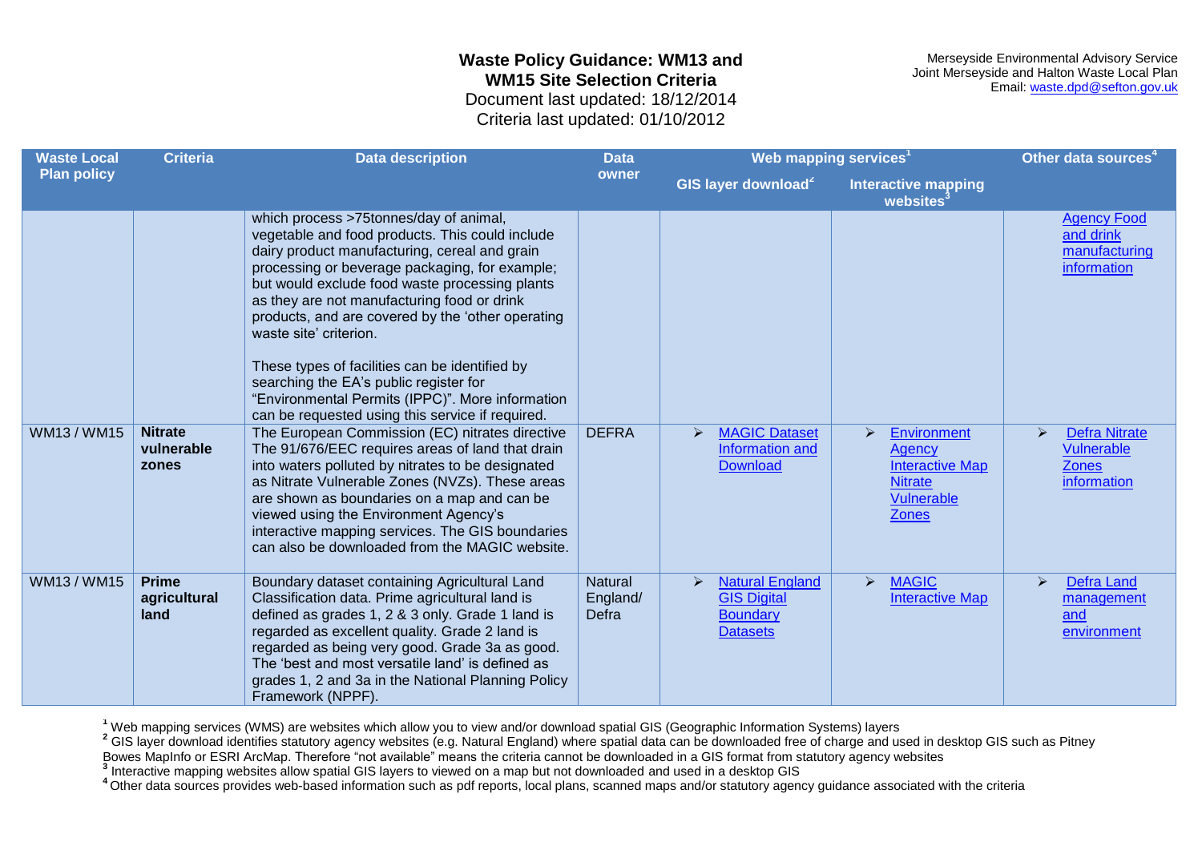# Waste Policy Guidance: WM13 and WM15 Site Selection Criteria

Document last updated: 18/12/2014
Criteria last updated: 01/10/2012

Merseyside Environmental Advisory Service
Joint Merseyside and Halton Waste Local Plan
Email: waste.dpd@sefton.gov.uk

| Waste Local Plan policy | Criteria | Data description | Data owner | Web mapping services[1] | | Other data sources[4] |
|---|---|---|---|---|---|---|
| | | | | GIS layer download[2] | Interactive mapping websites[3] | |
| | | which process >75tonnes/day of animal, vegetable and food products. This could include dairy product manufacturing, cereal and grain processing or beverage packaging, for example; but would exclude food waste processing plants as they are not manufacturing food or drink products, and are covered by the 'other operating waste site' criterion.<br><br>These types of facilities can be identified by searching the EA's public register for "Environmental Permits (IPPC)". More information can be requested using this service if required. | | | | Agency Food and drink manufacturing information |
| WM13 / WM15 | **Nitrate vulnerable zones** | The European Commission (EC) nitrates directive The 91/676/EEC requires areas of land that drain into waters polluted by nitrates to be designated as Nitrate Vulnerable Zones (NVZs). These areas are shown as boundaries on a map and can be viewed using the Environment Agency's interactive mapping services. The GIS boundaries can also be downloaded from the MAGIC website. | DEFRA | ➢ MAGIC Dataset Information and Download | ➢ Environment Agency Interactive Map Nitrate Vulnerable Zones | ➢ Defra Nitrate Vulnerable Zones information |
| WM13 / WM15 | **Prime agricultural land** | Boundary dataset containing Agricultural Land Classification data. Prime agricultural land is defined as grades 1, 2 & 3 only. Grade 1 land is regarded as excellent quality. Grade 2 land is regarded as being very good. Grade 3a as good. The 'best and most versatile land' is defined as grades 1, 2 and 3a in the National Planning Policy Framework (NPPF). | Natural England/ Defra | ➢ Natural England GIS Digital Boundary Datasets | ➢ MAGIC Interactive Map | ➢ Defra Land management and environment |

[1] Web mapping services (WMS) are websites which allow you to view and/or download spatial GIS (Geographic Information Systems) layers
[2] GIS layer download identifies statutory agency websites (e.g. Natural England) where spatial data can be downloaded free of charge and used in desktop GIS such as Pitney Bowes MapInfo or ESRI ArcMap. Therefore "not available" means the criteria cannot be downloaded in a GIS format from statutory agency websites
[3] Interactive mapping websites allow spatial GIS layers to viewed on a map but not downloaded and used in a desktop GIS
[4] Other data sources provides web-based information such as pdf reports, local plans, scanned maps and/or statutory agency guidance associated with the criteria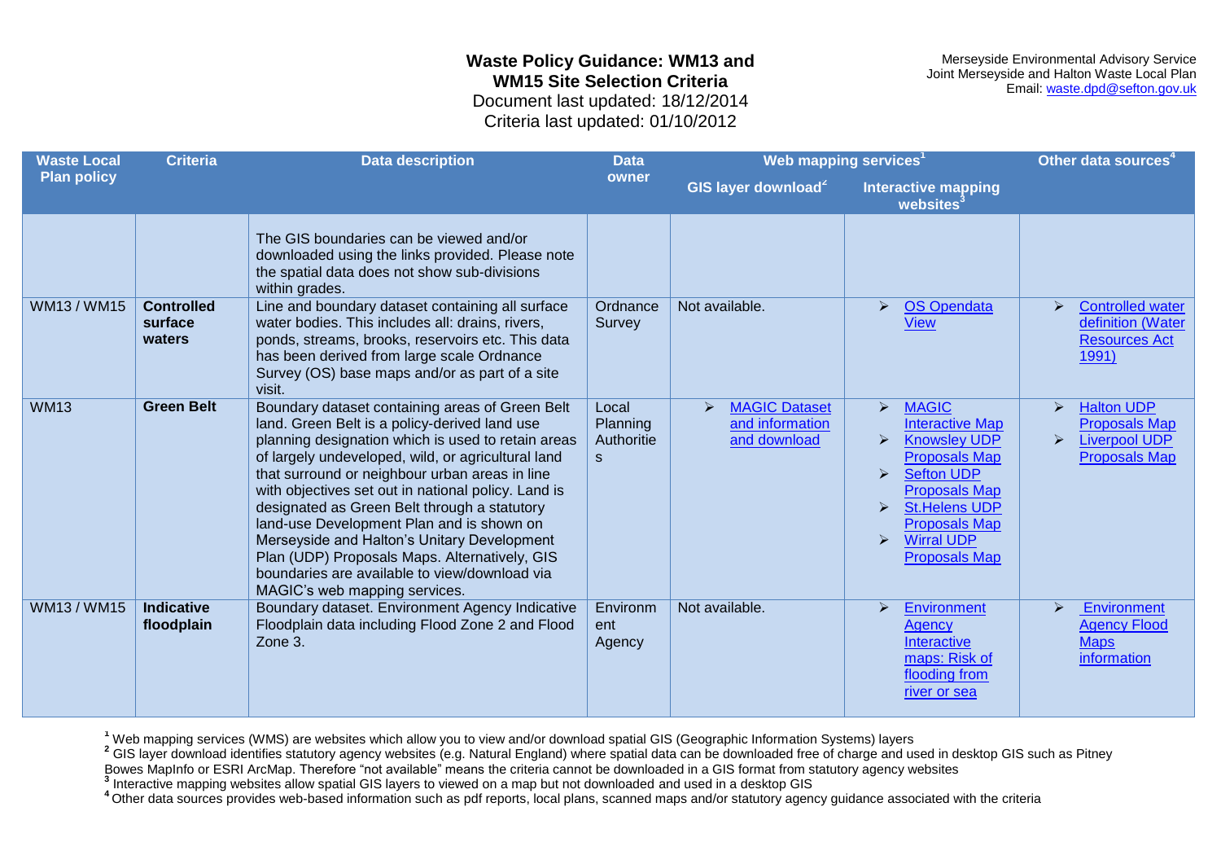**Waste Policy Guidance: WM13 and WM15 Site Selection Criteria**
Document last updated: 18/12/2014
Criteria last updated: 01/10/2012

Merseyside Environmental Advisory Service
Joint Merseyside and Halton Waste Local Plan
Email: waste.dpd@sefton.gov.uk

| Waste Local Plan policy | Criteria | Data description | Data owner | Web mapping services[1] | | Other data sources[4] |
|---|---|---|---|---|---|---|
| | | | | GIS layer download[2] | Interactive mapping websites[3] | |
| | | The GIS boundaries can be viewed and/or downloaded using the links provided. Please note the spatial data does not show sub-divisions within grades. | | | | |
| WM13 / WM15 | **Controlled surface waters** | Line and boundary dataset containing all surface water bodies. This includes all: drains, rivers, ponds, streams, brooks, reservoirs etc. This data has been derived from large scale Ordnance Survey (OS) base maps and/or as part of a site visit. | Ordnance Survey | Not available. | ➢ OS Opendata View | ➢ Controlled water definition (Water Resources Act 1991) |
| WM13 | **Green Belt** | Boundary dataset containing areas of Green Belt land. Green Belt is a policy-derived land use planning designation which is used to retain areas of largely undeveloped, wild, or agricultural land that surround or neighbour urban areas in line with objectives set out in national policy. Land is designated as Green Belt through a statutory land-use Development Plan and is shown on Merseyside and Halton's Unitary Development Plan (UDP) Proposals Maps. Alternatively, GIS boundaries are available to view/download via MAGIC's web mapping services. | Local Planning Authorities | ➢ MAGIC Dataset and information and download | ➢ MAGIC Interactive Map<br>➢ Knowsley UDP Proposals Map<br>➢ Sefton UDP Proposals Map<br>➢ St.Helens UDP Proposals Map<br>➢ Wirral UDP Proposals Map | ➢ Halton UDP Proposals Map<br>➢ Liverpool UDP Proposals Map |
| WM13 / WM15 | **Indicative floodplain** | Boundary dataset. Environment Agency Indicative Floodplain data including Flood Zone 2 and Flood Zone 3. | Environment Agency | Not available. | ➢ Environment Agency Interactive maps: Risk of flooding from river or sea | ➢ Environment Agency Flood Maps information |

[1] Web mapping services (WMS) are websites which allow you to view and/or download spatial GIS (Geographic Information Systems) layers
[2] GIS layer download identifies statutory agency websites (e.g. Natural England) where spatial data can be downloaded free of charge and used in desktop GIS such as Pitney Bowes MapInfo or ESRI ArcMap. Therefore "not available" means the criteria cannot be downloaded in a GIS format from statutory agency websites
[3] Interactive mapping websites allow spatial GIS layers to viewed on a map but not downloaded and used in a desktop GIS
[4] Other data sources provides web-based information such as pdf reports, local plans, scanned maps and/or statutory agency guidance associated with the criteria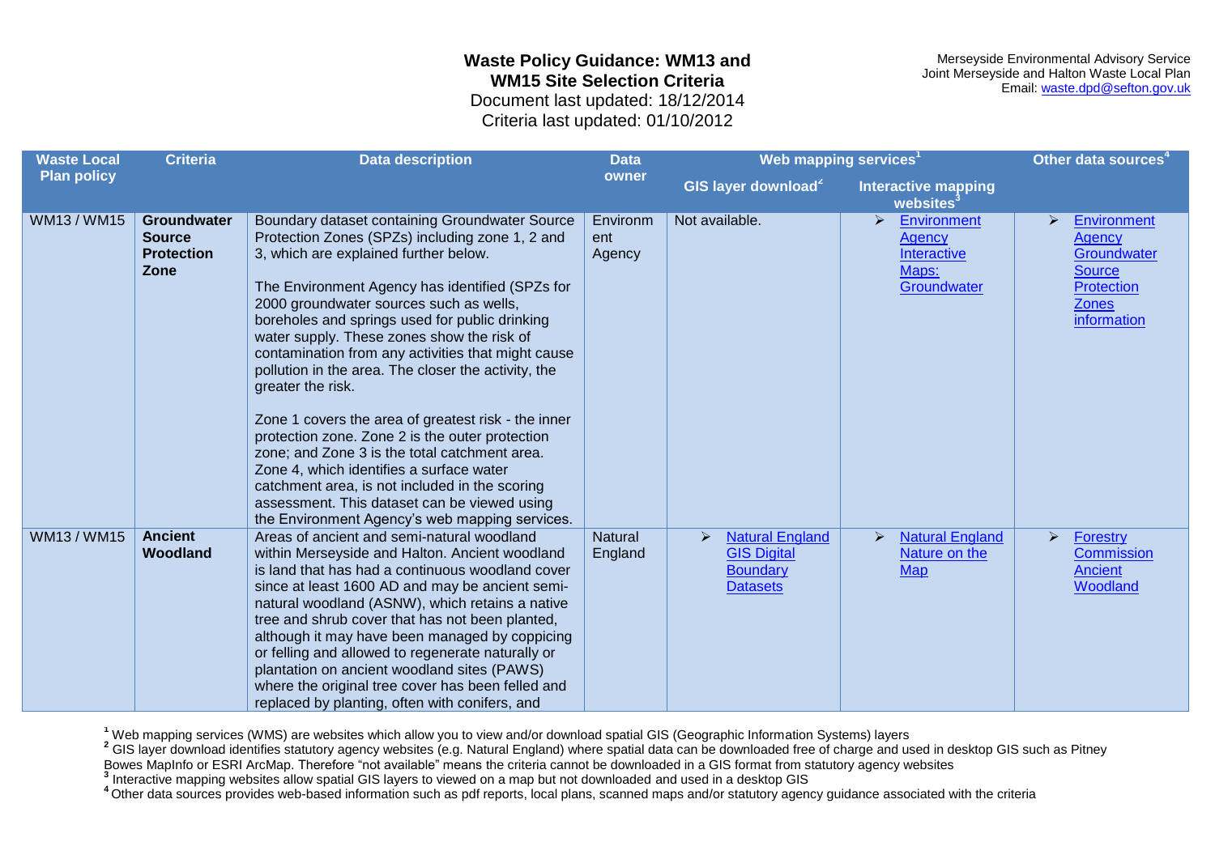## Waste Policy Guidance: WM13 and WM15 Site Selection Criteria

Document last updated: 18/12/2014
Criteria last updated: 01/10/2012

Merseyside Environmental Advisory Service
Joint Merseyside and Halton Waste Local Plan
Email: waste.dpd@sefton.gov.uk

| Waste Local Plan policy | Criteria | Data description | Data owner | Web mapping services[1] | | Other data sources[4] |
|---|---|---|---|---|---|---|
| | | | | GIS layer download[2] | Interactive mapping websites[3] | |
| WM13 / WM15 | **Groundwater Source Protection Zone** | Boundary dataset containing Groundwater Source Protection Zones (SPZs) including zone 1, 2 and 3, which are explained further below.<br><br>The Environment Agency has identified (SPZs for 2000 groundwater sources such as wells, boreholes and springs used for public drinking water supply. These zones show the risk of contamination from any activities that might cause pollution in the area. The closer the activity, the greater the risk.<br><br>Zone 1 covers the area of greatest risk - the inner protection zone. Zone 2 is the outer protection zone; and Zone 3 is the total catchment area. Zone 4, which identifies a surface water catchment area, is not included in the scoring assessment. This dataset can be viewed using the Environment Agency's web mapping services. | Environment Agency | Not available. | ➢ Environment Agency Interactive Maps: Groundwater | ➢ Environment Agency Groundwater Source Protection Zones information |
| WM13 / WM15 | **Ancient Woodland** | Areas of ancient and semi-natural woodland within Merseyside and Halton. Ancient woodland is land that has had a continuous woodland cover since at least 1600 AD and may be ancient semi-natural woodland (ASNW), which retains a native tree and shrub cover that has not been planted, although it may have been managed by coppicing or felling and allowed to regenerate naturally or plantation on ancient woodland sites (PAWS) where the original tree cover has been felled and replaced by planting, often with conifers, and | Natural England | ➢ Natural England GIS Digital Boundary Datasets | ➢ Natural England Nature on the Map | ➢ Forestry Commission Ancient Woodland |

[1] Web mapping services (WMS) are websites which allow you to view and/or download spatial GIS (Geographic Information Systems) layers
[2] GIS layer download identifies statutory agency websites (e.g. Natural England) where spatial data can be downloaded free of charge and used in desktop GIS such as Pitney Bowes MapInfo or ESRI ArcMap. Therefore "not available" means the criteria cannot be downloaded in a GIS format from statutory agency websites
[3] Interactive mapping websites allow spatial GIS layers to viewed on a map but not downloaded and used in a desktop GIS
[4] Other data sources provides web-based information such as pdf reports, local plans, scanned maps and/or statutory agency guidance associated with the criteria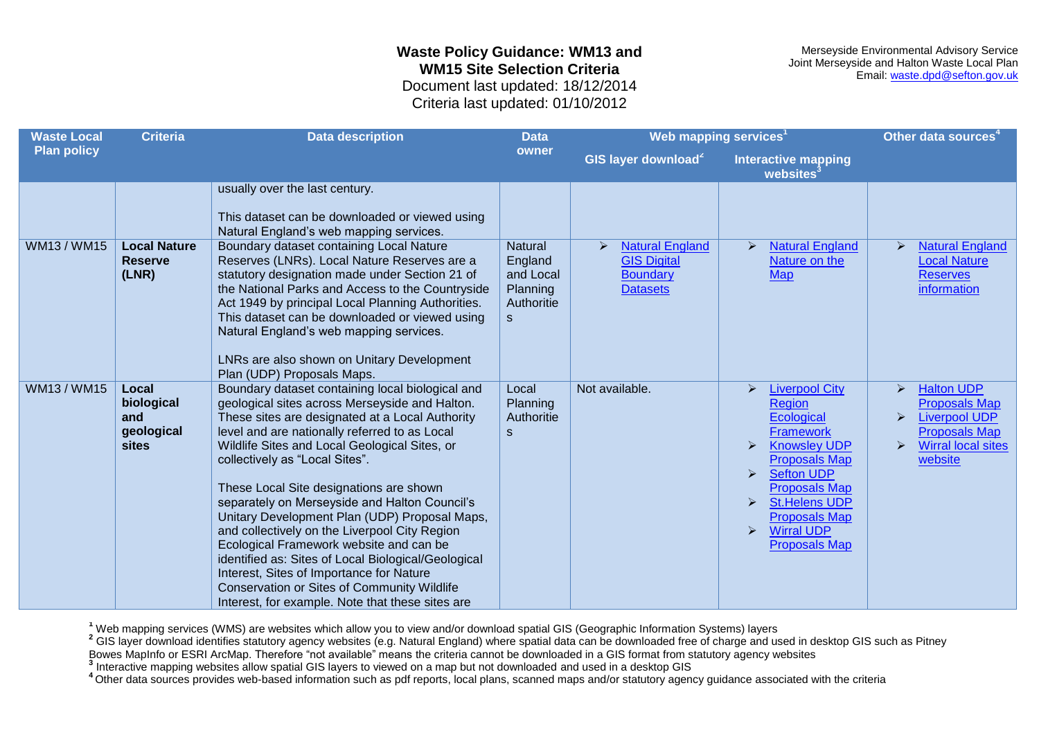**Waste Policy Guidance: WM13 and WM15 Site Selection Criteria**

Document last updated: 18/12/2014

Criteria last updated: 01/10/2012

Merseyside Environmental Advisory Service
Joint Merseyside and Halton Waste Local Plan
Email: waste.dpd@sefton.gov.uk

| Waste Local Plan policy | Criteria | Data description | Data owner | Web mapping services[1] | | Other data sources[4] |
|---|---|---|---|---|---|---|
| | | | | GIS layer download[2] | Interactive mapping websites[3] | |
| | | usually over the last century.<br><br>This dataset can be downloaded or viewed using Natural England's web mapping services. | | | | |
| WM13 / WM15 | **Local Nature Reserve (LNR)** | Boundary dataset containing Local Nature Reserves (LNRs). Local Nature Reserves are a statutory designation made under Section 21 of the National Parks and Access to the Countryside Act 1949 by principal Local Planning Authorities. This dataset can be downloaded or viewed using Natural England's web mapping services.<br><br>LNRs are also shown on Unitary Development Plan (UDP) Proposals Maps. | Natural England and Local Planning Authorities | ➢ Natural England GIS Digital Boundary Datasets | ➢ Natural England Nature on the Map | ➢ Natural England Local Nature Reserves information |
| WM13 / WM15 | **Local biological and geological sites** | Boundary dataset containing local biological and geological sites across Merseyside and Halton. These sites are designated at a Local Authority level and are nationally referred to as Local Wildlife Sites and Local Geological Sites, or collectively as "Local Sites".<br><br>These Local Site designations are shown separately on Merseyside and Halton Council's Unitary Development Plan (UDP) Proposal Maps, and collectively on the Liverpool City Region Ecological Framework website and can be identified as: Sites of Local Biological/Geological Interest, Sites of Importance for Nature Conservation or Sites of Community Wildlife Interest, for example. Note that these sites are | Local Planning Authorities | Not available. | ➢ Liverpool City Region Ecological Framework<br>➢ Knowsley UDP Proposals Map<br>➢ Sefton UDP Proposals Map<br>➢ St.Helens UDP Proposals Map<br>➢ Wirral UDP Proposals Map | ➢ Halton UDP Proposals Map<br>➢ Liverpool UDP Proposals Map<br>➢ Wirral local sites website |

[1] Web mapping services (WMS) are websites which allow you to view and/or download spatial GIS (Geographic Information Systems) layers

[2] GIS layer download identifies statutory agency websites (e.g. Natural England) where spatial data can be downloaded free of charge and used in desktop GIS such as Pitney Bowes MapInfo or ESRI ArcMap. Therefore "not available" means the criteria cannot be downloaded in a GIS format from statutory agency websites

[3] Interactive mapping websites allow spatial GIS layers to viewed on a map but not downloaded and used in a desktop GIS

[4] Other data sources provides web-based information such as pdf reports, local plans, scanned maps and/or statutory agency guidance associated with the criteria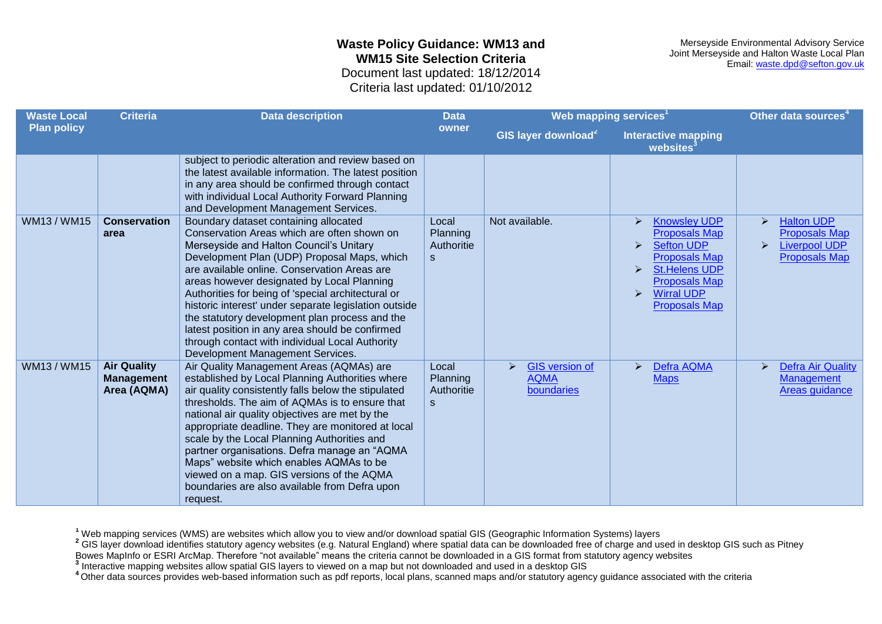**Waste Policy Guidance: WM13 and WM15 Site Selection Criteria**

Document last updated: 18/12/2014

Criteria last updated: 01/10/2012

Merseyside Environmental Advisory Service
Joint Merseyside and Halton Waste Local Plan
Email: waste.dpd@sefton.gov.uk

| Waste Local Plan policy | Criteria | Data description | Data owner | Web mapping services[1] | | Other data sources[4] |
|---|---|---|---|---|---|---|
| | | | | GIS layer download[2] | Interactive mapping websites[3] | |
| | | subject to periodic alteration and review based on the latest available information. The latest position in any area should be confirmed through contact with individual Local Authority Forward Planning and Development Management Services. | | | | |
| WM13 / WM15 | **Conservation area** | Boundary dataset containing allocated Conservation Areas which are often shown on Merseyside and Halton Council's Unitary Development Plan (UDP) Proposal Maps, which are available online. Conservation Areas are areas however designated by Local Planning Authorities for being of 'special architectural or historic interest' under separate legislation outside the statutory development plan process and the latest position in any area should be confirmed through contact with individual Local Authority Development Management Services. | Local Planning Authorities | Not available. | ➢ Knowsley UDP Proposals Map<br>➢ Sefton UDP Proposals Map<br>➢ St.Helens UDP Proposals Map<br>➢ Wirral UDP Proposals Map | ➢ Halton UDP Proposals Map<br>➢ Liverpool UDP Proposals Map |
| WM13 / WM15 | **Air Quality Management Area (AQMA)** | Air Quality Management Areas (AQMAs) are established by Local Planning Authorities where air quality consistently falls below the stipulated thresholds. The aim of AQMAs is to ensure that national air quality objectives are met by the appropriate deadline. They are monitored at local scale by the Local Planning Authorities and partner organisations. Defra manage an "AQMA Maps" website which enables AQMAs to be viewed on a map. GIS versions of the AQMA boundaries are also available from Defra upon request. | Local Planning Authorities | ➢ GIS version of AQMA boundaries | ➢ Defra AQMA Maps | ➢ Defra Air Quality Management Areas guidance |

[1] Web mapping services (WMS) are websites which allow you to view and/or download spatial GIS (Geographic Information Systems) layers
[2] GIS layer download identifies statutory agency websites (e.g. Natural England) where spatial data can be downloaded free of charge and used in desktop GIS such as Pitney Bowes MapInfo or ESRI ArcMap. Therefore "not available" means the criteria cannot be downloaded in a GIS format from statutory agency websites
[3] Interactive mapping websites allow spatial GIS layers to viewed on a map but not downloaded and used in a desktop GIS
[4] Other data sources provides web-based information such as pdf reports, local plans, scanned maps and/or statutory agency guidance associated with the criteria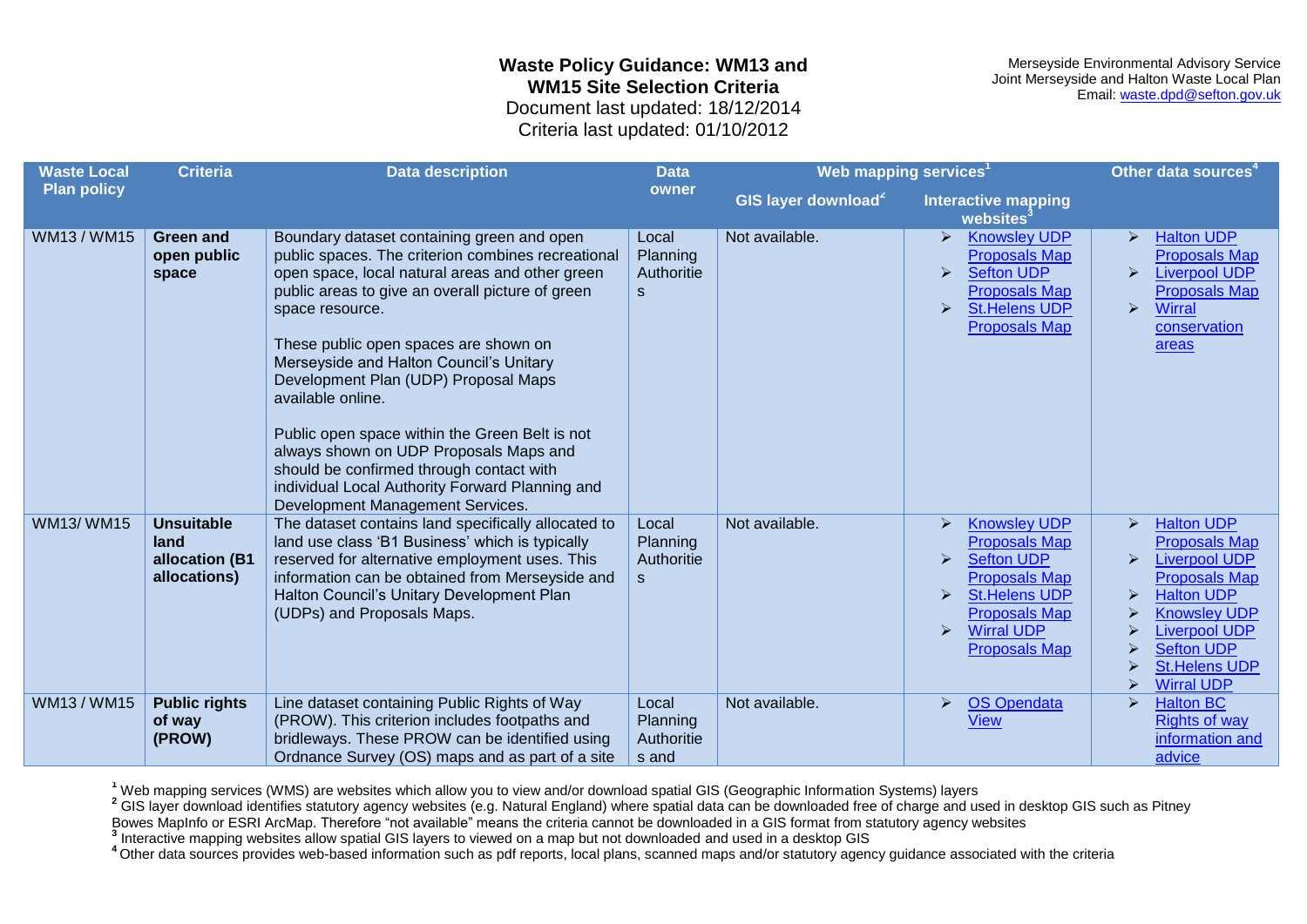**Waste Policy Guidance: WM13 and WM15 Site Selection Criteria**
Document last updated: 18/12/2014
Criteria last updated: 01/10/2012

Merseyside Environmental Advisory Service
Joint Merseyside and Halton Waste Local Plan
Email: waste.dpd@sefton.gov.uk

| Waste Local Plan policy | Criteria | Data description | Data owner | Web mapping services[1] | | Other data sources[4] |
|---|---|---|---|---|---|---|
| | | | | GIS layer download[2] | Interactive mapping websites[3] | |
| WM13 / WM15 | **Green and open public space** | Boundary dataset containing green and open public spaces. The criterion combines recreational open space, local natural areas and other green public areas to give an overall picture of green space resource.<br><br>These public open spaces are shown on Merseyside and Halton Council's Unitary Development Plan (UDP) Proposal Maps available online.<br><br>Public open space within the Green Belt is not always shown on UDP Proposals Maps and should be confirmed through contact with individual Local Authority Forward Planning and Development Management Services. | Local Planning Authorities | Not available. | ➢ Knowsley UDP Proposals Map<br>➢ Sefton UDP Proposals Map<br>➢ St.Helens UDP Proposals Map | ➢ Halton UDP Proposals Map<br>➢ Liverpool UDP Proposals Map<br>➢ Wirral conservation areas |
| WM13/ WM15 | **Unsuitable land allocation (B1 allocations)** | The dataset contains land specifically allocated to land use class 'B1 Business' which is typically reserved for alternative employment uses. This information can be obtained from Merseyside and Halton Council's Unitary Development Plan (UDPs) and Proposals Maps. | Local Planning Authorities | Not available. | ➢ Knowsley UDP Proposals Map<br>➢ Sefton UDP Proposals Map<br>➢ St.Helens UDP Proposals Map<br>➢ Wirral UDP Proposals Map | ➢ Halton UDP Proposals Map<br>➢ Liverpool UDP Proposals Map<br>➢ Halton UDP<br>➢ Knowsley UDP<br>➢ Liverpool UDP<br>➢ Sefton UDP<br>➢ St.Helens UDP<br>➢ Wirral UDP |
| WM13 / WM15 | **Public rights of way (PROW)** | Line dataset containing Public Rights of Way (PROW). This criterion includes footpaths and bridleways. These PROW can be identified using Ordnance Survey (OS) maps and as part of a site | Local Planning Authorities and | Not available. | ➢ OS Opendata View | ➢ Halton BC Rights of way information and advice |

[1] Web mapping services (WMS) are websites which allow you to view and/or download spatial GIS (Geographic Information Systems) layers
[2] GIS layer download identifies statutory agency websites (e.g. Natural England) where spatial data can be downloaded free of charge and used in desktop GIS such as Pitney Bowes MapInfo or ESRI ArcMap. Therefore "not available" means the criteria cannot be downloaded in a GIS format from statutory agency websites
[3] Interactive mapping websites allow spatial GIS layers to viewed on a map but not downloaded and used in a desktop GIS
[4] Other data sources provides web-based information such as pdf reports, local plans, scanned maps and/or statutory agency guidance associated with the criteria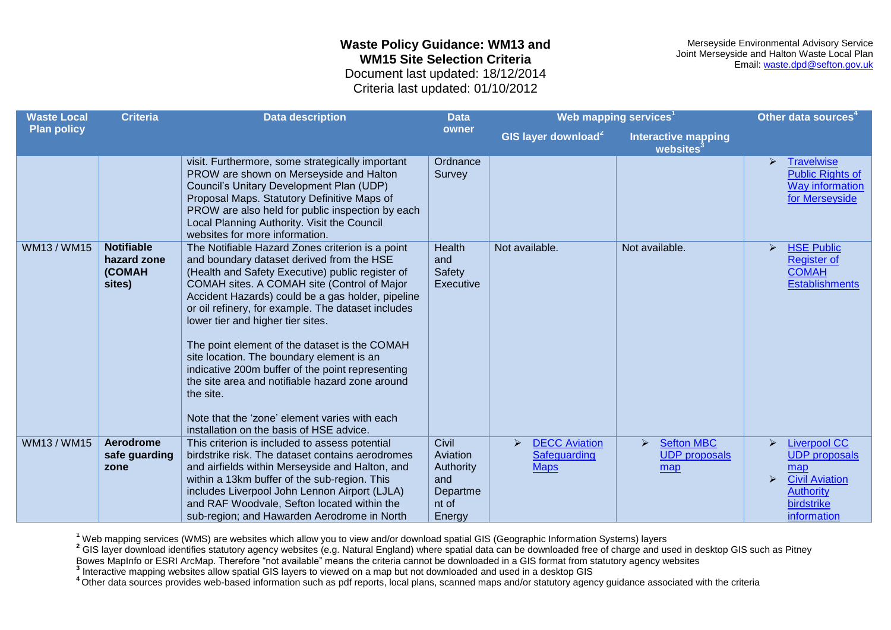**Waste Policy Guidance: WM13 and WM15 Site Selection Criteria**
Document last updated: 18/12/2014
Criteria last updated: 01/10/2012

Merseyside Environmental Advisory Service
Joint Merseyside and Halton Waste Local Plan
Email: waste.dpd@sefton.gov.uk

| Waste Local Plan policy | Criteria | Data description | Data owner | Web mapping services[1] | | Other data sources[4] |
|---|---|---|---|---|---|---|
| | | | | GIS layer download[2] | Interactive mapping websites[3] | |
| | | visit. Furthermore, some strategically important PROW are shown on Merseyside and Halton Council's Unitary Development Plan (UDP) Proposal Maps. Statutory Definitive Maps of PROW are also held for public inspection by each Local Planning Authority. Visit the Council websites for more information. | Ordnance Survey | | | ➢ Travelwise Public Rights of Way information for Merseyside |
| WM13 / WM15 | **Notifiable hazard zone (COMAH sites)** | The Notifiable Hazard Zones criterion is a point and boundary dataset derived from the HSE (Health and Safety Executive) public register of COMAH sites. A COMAH site (Control of Major Accident Hazards) could be a gas holder, pipeline or oil refinery, for example. The dataset includes lower tier and higher tier sites.<br><br>The point element of the dataset is the COMAH site location. The boundary element is an indicative 200m buffer of the point representing the site area and notifiable hazard zone around the site.<br><br>Note that the 'zone' element varies with each installation on the basis of HSE advice. | Health and Safety Executive | Not available. | Not available. | ➢ HSE Public Register of COMAH Establishments |
| WM13 / WM15 | **Aerodrome safe guarding zone** | This criterion is included to assess potential birdstrike risk. The dataset contains aerodromes and airfields within Merseyside and Halton, and within a 13km buffer of the sub-region. This includes Liverpool John Lennon Airport (LJLA) and RAF Woodvale, Sefton located within the sub-region; and Hawarden Aerodrome in North | Civil Aviation Authority and Department of Energy | ➢ DECC Aviation Safeguarding Maps | ➢ Sefton MBC UDP proposals map | ➢ Liverpool CC UDP proposals map<br>➢ Civil Aviation Authority birdstrike information |

[1] Web mapping services (WMS) are websites which allow you to view and/or download spatial GIS (Geographic Information Systems) layers
[2] GIS layer download identifies statutory agency websites (e.g. Natural England) where spatial data can be downloaded free of charge and used in desktop GIS such as Pitney Bowes MapInfo or ESRI ArcMap. Therefore "not available" means the criteria cannot be downloaded in a GIS format from statutory agency websites
[3] Interactive mapping websites allow spatial GIS layers to viewed on a map but not downloaded and used in a desktop GIS
[4] Other data sources provides web-based information such as pdf reports, local plans, scanned maps and/or statutory agency guidance associated with the criteria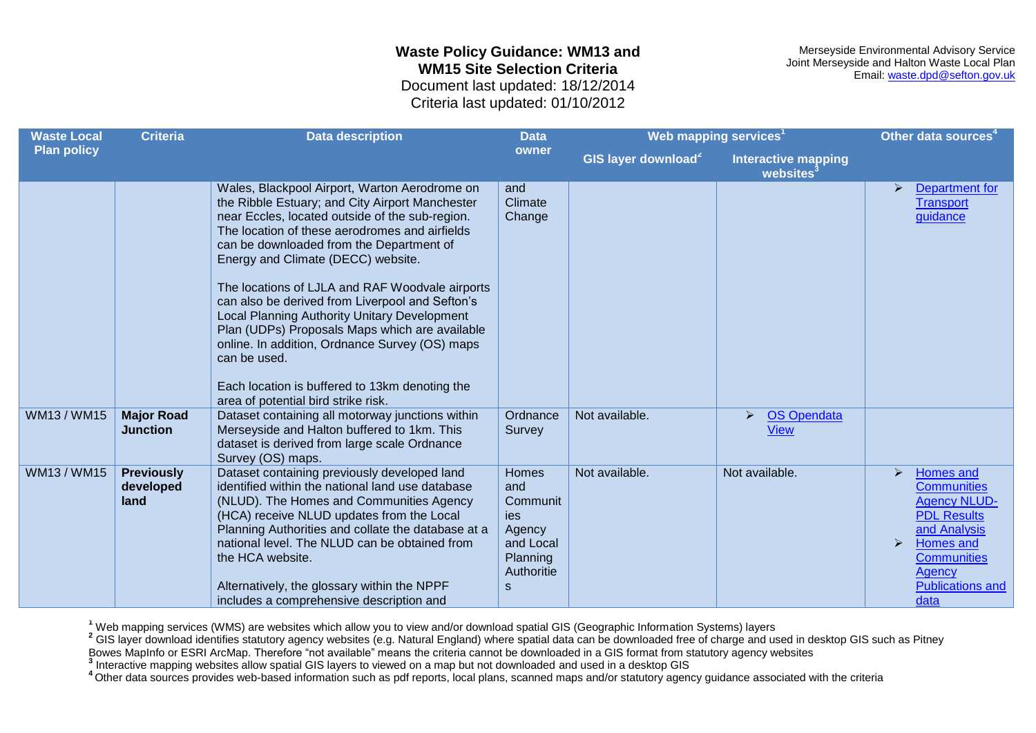**Waste Policy Guidance: WM13 and WM15 Site Selection Criteria**
Document last updated: 18/12/2014
Criteria last updated: 01/10/2012

Merseyside Environmental Advisory Service
Joint Merseyside and Halton Waste Local Plan
Email: waste.dpd@sefton.gov.uk

| Waste Local Plan policy | Criteria | Data description | Data owner | Web mapping services[1] | | Other data sources[4] |
|---|---|---|---|---|---|---|
| | | | | GIS layer download[2] | Interactive mapping websites[3] | |
| | | Wales, Blackpool Airport, Warton Aerodrome on the Ribble Estuary; and City Airport Manchester near Eccles, located outside of the sub-region. The location of these aerodromes and airfields can be downloaded from the Department of Energy and Climate (DECC) website.<br><br>The locations of LJLA and RAF Woodvale airports can also be derived from Liverpool and Sefton's Local Planning Authority Unitary Development Plan (UDPs) Proposals Maps which are available online. In addition, Ordnance Survey (OS) maps can be used.<br><br>Each location is buffered to 13km denoting the area of potential bird strike risk. | and Climate Change | | | ➢ Department for Transport guidance |
| WM13 / WM15 | **Major Road Junction** | Dataset containing all motorway junctions within Merseyside and Halton buffered to 1km. This dataset is derived from large scale Ordnance Survey (OS) maps. | Ordnance Survey | Not available. | ➢ OS Opendata View | |
| WM13 / WM15 | **Previously developed land** | Dataset containing previously developed land identified within the national land use database (NLUD). The Homes and Communities Agency (HCA) receive NLUD updates from the Local Planning Authorities and collate the database at a national level. The NLUD can be obtained from the HCA website.<br><br>Alternatively, the glossary within the NPPF includes a comprehensive description and | Homes and Communities Agency and Local Planning Authorities | Not available. | Not available. | ➢ Homes and Communities Agency NLUD-PDL Results and Analysis<br>➢ Homes and Communities Agency Publications and data |

[1] Web mapping services (WMS) are websites which allow you to view and/or download spatial GIS (Geographic Information Systems) layers
[2] GIS layer download identifies statutory agency websites (e.g. Natural England) where spatial data can be downloaded free of charge and used in desktop GIS such as Pitney Bowes MapInfo or ESRI ArcMap. Therefore "not available" means the criteria cannot be downloaded in a GIS format from statutory agency websites
[3] Interactive mapping websites allow spatial GIS layers to viewed on a map but not downloaded and used in a desktop GIS
[4] Other data sources provides web-based information such as pdf reports, local plans, scanned maps and/or statutory agency guidance associated with the criteria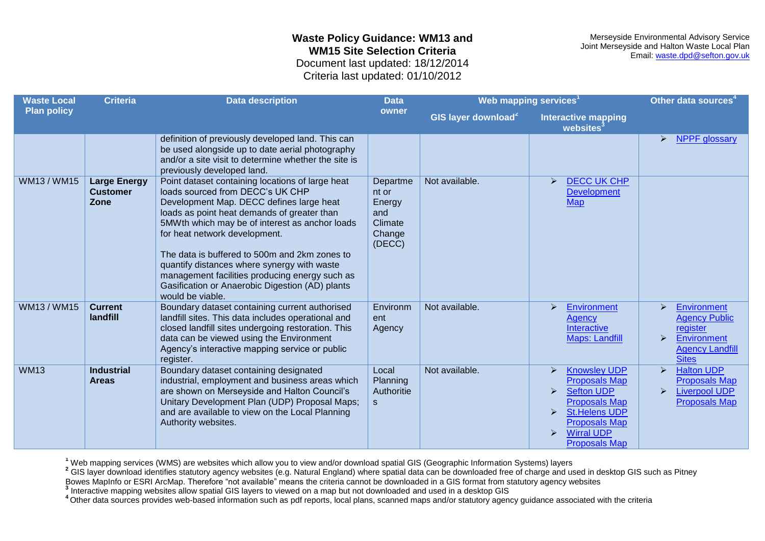**Waste Policy Guidance: WM13 and WM15 Site Selection Criteria**
Document last updated: 18/12/2014
Criteria last updated: 01/10/2012

Merseyside Environmental Advisory Service
Joint Merseyside and Halton Waste Local Plan
Email: waste.dpd@sefton.gov.uk

| Waste Local Plan policy | Criteria | Data description | Data owner | Web mapping services[1] | | Other data sources[4] |
|---|---|---|---|---|---|---|
| | | | | GIS layer download[2] | Interactive mapping websites[3] | |
| | | definition of previously developed land. This can be used alongside up to date aerial photography and/or a site visit to determine whether the site is previously developed land. | | | | ➢ NPPF glossary |
| WM13 / WM15 | **Large Energy Customer Zone** | Point dataset containing locations of large heat loads sourced from DECC's UK CHP Development Map. DECC defines large heat loads as point heat demands of greater than 5MWth which may be of interest as anchor loads for heat network development.<br><br>The data is buffered to 500m and 2km zones to quantify distances where synergy with waste management facilities producing energy such as Gasification or Anaerobic Digestion (AD) plants would be viable. | Department or Energy and Climate Change (DECC) | Not available. | ➢ DECC UK CHP Development Map | |
| WM13 / WM15 | **Current landfill** | Boundary dataset containing current authorised landfill sites. This data includes operational and closed landfill sites undergoing restoration. This data can be viewed using the Environment Agency's interactive mapping service or public register. | Environment Agency | Not available. | ➢ Environment Agency Interactive Maps: Landfill | ➢ Environment Agency Public register<br>➢ Environment Agency Landfill Sites |
| WM13 | **Industrial Areas** | Boundary dataset containing designated industrial, employment and business areas which are shown on Merseyside and Halton Council's Unitary Development Plan (UDP) Proposal Maps; and are available to view on the Local Planning Authority websites. | Local Planning Authorities | Not available. | ➢ Knowsley UDP Proposals Map<br>➢ Sefton UDP Proposals Map<br>➢ St.Helens UDP Proposals Map<br>➢ Wirral UDP Proposals Map | ➢ Halton UDP Proposals Map<br>➢ Liverpool UDP Proposals Map |

[1] Web mapping services (WMS) are websites which allow you to view and/or download spatial GIS (Geographic Information Systems) layers
[2] GIS layer download identifies statutory agency websites (e.g. Natural England) where spatial data can be downloaded free of charge and used in desktop GIS such as Pitney Bowes MapInfo or ESRI ArcMap. Therefore "not available" means the criteria cannot be downloaded in a GIS format from statutory agency websites
[3] Interactive mapping websites allow spatial GIS layers to viewed on a map but not downloaded and used in a desktop GIS
[4] Other data sources provides web-based information such as pdf reports, local plans, scanned maps and/or statutory agency guidance associated with the criteria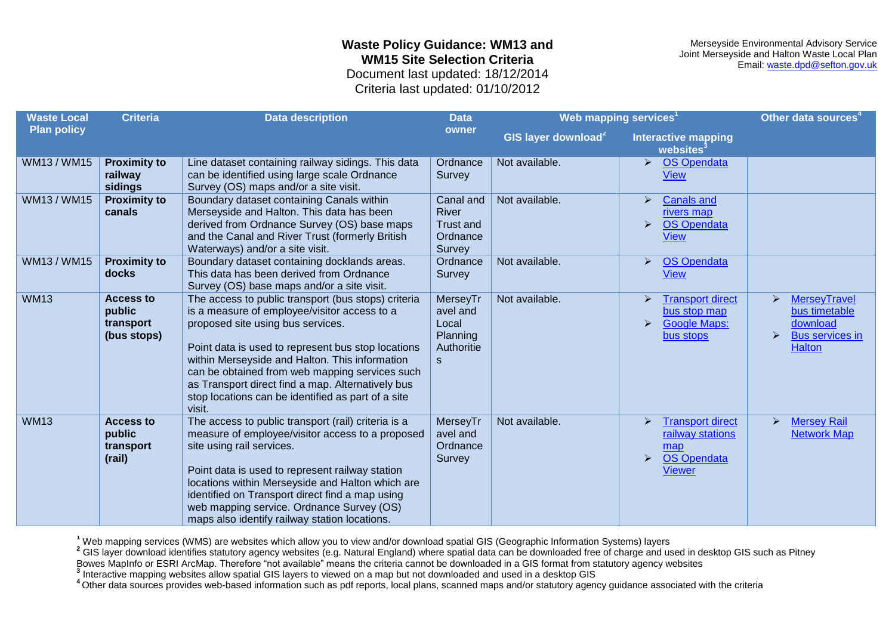Merseyside Environmental Advisory Service
Joint Merseyside and Halton Waste Local Plan
Email: waste.dpd@sefton.gov.uk

# Waste Policy Guidance: WM13 and WM15 Site Selection Criteria

Document last updated: 18/12/2014
Criteria last updated: 01/10/2012

| Waste Local Plan policy | Criteria | Data description | Data owner | Web mapping services[1] | | Other data sources[4] |
|---|---|---|---|---|---|---|
| | | | | GIS layer download[2] | Interactive mapping websites[3] | |
| WM13 / WM15 | **Proximity to railway sidings** | Line dataset containing railway sidings. This data can be identified using large scale Ordnance Survey (OS) maps and/or a site visit. | Ordnance Survey | Not available. | ➢ OS Opendata View | |
| WM13 / WM15 | **Proximity to canals** | Boundary dataset containing Canals within Merseyside and Halton. This data has been derived from Ordnance Survey (OS) base maps and the Canal and River Trust (formerly British Waterways) and/or a site visit. | Canal and River Trust and Ordnance Survey | Not available. | ➢ Canals and rivers map ➢ OS Opendata View | |
| WM13 / WM15 | **Proximity to docks** | Boundary dataset containing docklands areas. This data has been derived from Ordnance Survey (OS) base maps and/or a site visit. | Ordnance Survey | Not available. | ➢ OS Opendata View | |
| WM13 | **Access to public transport (bus stops)** | The access to public transport (bus stops) criteria is a measure of employee/visitor access to a proposed site using bus services. Point data is used to represent bus stop locations within Merseyside and Halton. This information can be obtained from web mapping services such as Transport direct find a map. Alternatively bus stop locations can be identified as part of a site visit. | MerseyTravel and Local Planning Authorities | Not available. | ➢ Transport direct bus stop map ➢ Google Maps: bus stops | ➢ MerseyTravel bus timetable download ➢ Bus services in Halton |
| WM13 | **Access to public transport (rail)** | The access to public transport (rail) criteria is a measure of employee/visitor access to a proposed site using rail services. Point data is used to represent railway station locations within Merseyside and Halton which are identified on Transport direct find a map using web mapping service. Ordnance Survey (OS) maps also identify railway station locations. | MerseyTravel and Ordnance Survey | Not available. | ➢ Transport direct railway stations map ➢ OS Opendata Viewer | ➢ Mersey Rail Network Map |

[1] Web mapping services (WMS) are websites which allow you to view and/or download spatial GIS (Geographic Information Systems) layers
[2] GIS layer download identifies statutory agency websites (e.g. Natural England) where spatial data can be downloaded free of charge and used in desktop GIS such as Pitney Bowes MapInfo or ESRI ArcMap. Therefore "not available" means the criteria cannot be downloaded in a GIS format from statutory agency websites
[3] Interactive mapping websites allow spatial GIS layers to viewed on a map but not downloaded and used in a desktop GIS
[4] Other data sources provides web-based information such as pdf reports, local plans, scanned maps and/or statutory agency guidance associated with the criteria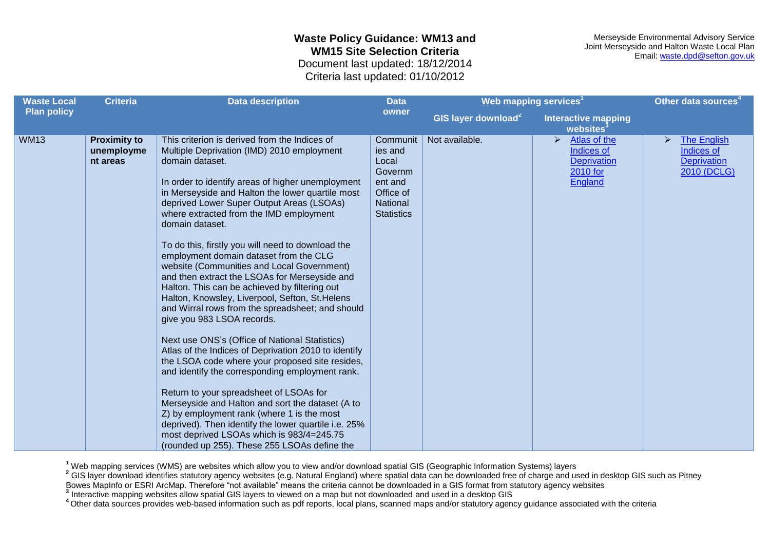**Waste Policy Guidance: WM13 and WM15 Site Selection Criteria**
Document last updated: 18/12/2014
Criteria last updated: 01/10/2012

Merseyside Environmental Advisory Service
Joint Merseyside and Halton Waste Local Plan
Email: waste.dpd@sefton.gov.uk

| Waste Local Plan policy | Criteria | Data description | Data owner | Web mapping services[1] | | Other data sources[4] |
|---|---|---|---|---|---|---|
| | | | | GIS layer download[2] | Interactive mapping websites[3] | |
| WM13 | **Proximity to unemployment areas** | This criterion is derived from the Indices of Multiple Deprivation (IMD) 2010 employment domain dataset.<br><br>In order to identify areas of higher unemployment in Merseyside and Halton the lower quartile most deprived Lower Super Output Areas (LSOAs) where extracted from the IMD employment domain dataset.<br><br>To do this, firstly you will need to download the employment domain dataset from the CLG website (Communities and Local Government) and then extract the LSOAs for Merseyside and Halton. This can be achieved by filtering out Halton, Knowsley, Liverpool, Sefton, St.Helens and Wirral rows from the spreadsheet; and should give you 983 LSOA records.<br><br>Next use ONS's (Office of National Statistics) Atlas of the Indices of Deprivation 2010 to identify the LSOA code where your proposed site resides, and identify the corresponding employment rank.<br><br>Return to your spreadsheet of LSOAs for Merseyside and Halton and sort the dataset (A to Z) by employment rank (where 1 is the most deprived). Then identify the lower quartile i.e. 25% most deprived LSOAs which is 983/4=245.75 (rounded up 255). These 255 LSOAs define the | Communities and Local Government and Office of National Statistics | Not available. | ➢ Atlas of the Indices of Deprivation 2010 for England | ➢ The English Indices of Deprivation 2010 (DCLG) |

[1] Web mapping services (WMS) are websites which allow you to view and/or download spatial GIS (Geographic Information Systems) layers
[2] GIS layer download identifies statutory agency websites (e.g. Natural England) where spatial data can be downloaded free of charge and used in desktop GIS such as Pitney Bowes MapInfo or ESRI ArcMap. Therefore "not available" means the criteria cannot be downloaded in a GIS format from statutory agency websites
[3] Interactive mapping websites allow spatial GIS layers to viewed on a map but not downloaded and used in a desktop GIS
[4] Other data sources provides web-based information such as pdf reports, local plans, scanned maps and/or statutory agency guidance associated with the criteria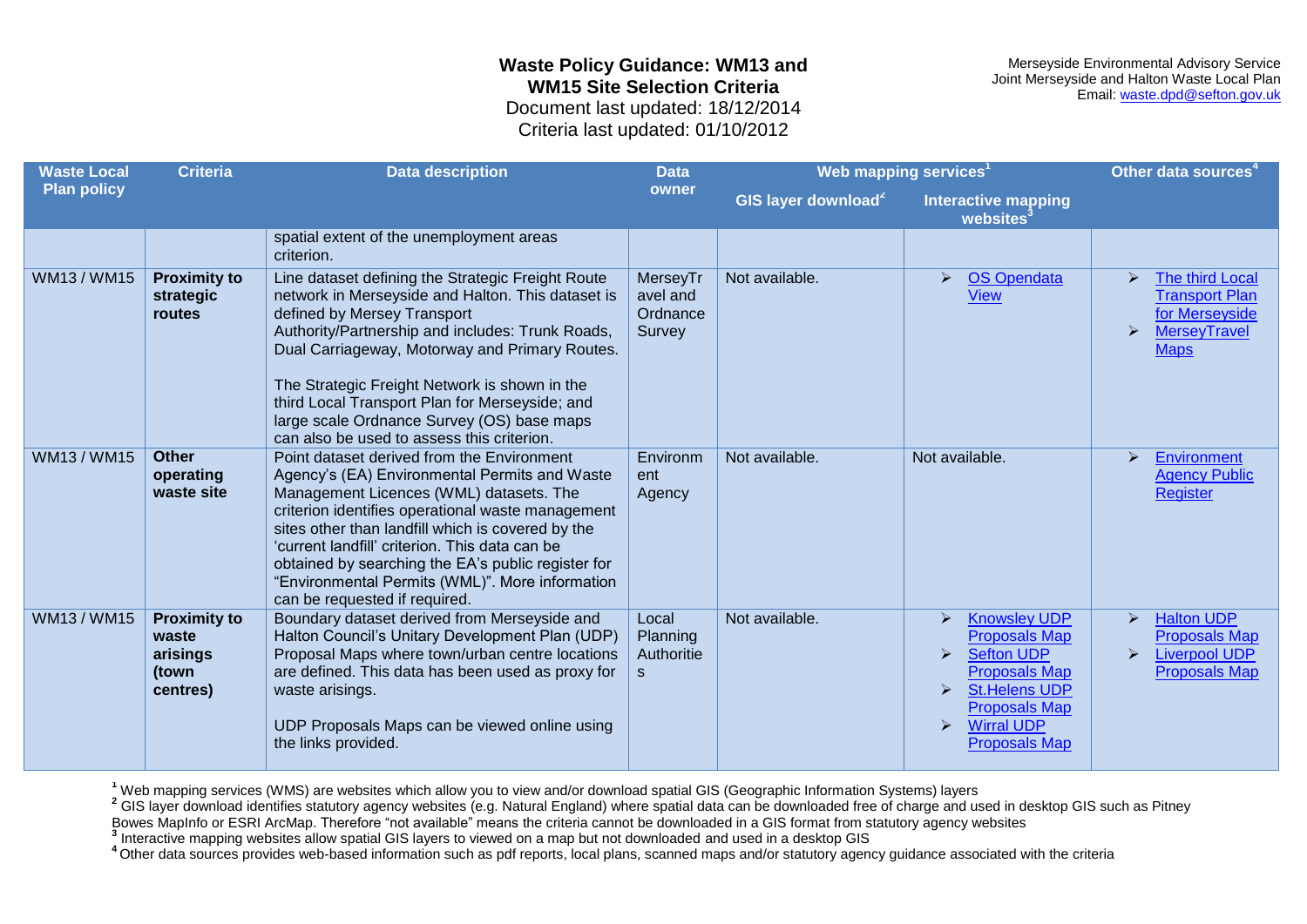# Waste Policy Guidance: WM13 and WM15 Site Selection Criteria

Document last updated: 18/12/2014
Criteria last updated: 01/10/2012

Merseyside Environmental Advisory Service
Joint Merseyside and Halton Waste Local Plan
Email: waste.dpd@sefton.gov.uk

| Waste Local Plan policy | Criteria | Data description | Data owner | Web mapping services[1] | | Other data sources[4] |
|---|---|---|---|---|---|---|
| | | | | GIS layer download[2] | Interactive mapping websites[3] | |
| | | spatial extent of the unemployment areas criterion. | | | | |
| WM13 / WM15 | **Proximity to strategic routes** | Line dataset defining the Strategic Freight Route network in Merseyside and Halton. This dataset is defined by Mersey Transport Authority/Partnership and includes: Trunk Roads, Dual Carriageway, Motorway and Primary Routes.<br><br>The Strategic Freight Network is shown in the third Local Transport Plan for Merseyside; and large scale Ordnance Survey (OS) base maps can also be used to assess this criterion. | MerseyTravel and Ordnance Survey | Not available. | ➢ OS Opendata View | ➢ The third Local Transport Plan for Merseyside<br>➢ MerseyTravel Maps |
| WM13 / WM15 | **Other operating waste site** | Point dataset derived from the Environment Agency's (EA) Environmental Permits and Waste Management Licences (WML) datasets. The criterion identifies operational waste management sites other than landfill which is covered by the 'current landfill' criterion. This data can be obtained by searching the EA's public register for "Environmental Permits (WML)". More information can be requested if required. | Environment Agency | Not available. | Not available. | ➢ Environment Agency Public Register |
| WM13 / WM15 | **Proximity to waste arisings (town centres)** | Boundary dataset derived from Merseyside and Halton Council's Unitary Development Plan (UDP) Proposal Maps where town/urban centre locations are defined. This data has been used as proxy for waste arisings.<br><br>UDP Proposals Maps can be viewed online using the links provided. | Local Planning Authorities | Not available. | ➢ Knowsley UDP Proposals Map<br>➢ Sefton UDP Proposals Map<br>➢ St.Helens UDP Proposals Map<br>➢ Wirral UDP Proposals Map | ➢ Halton UDP Proposals Map<br>➢ Liverpool UDP Proposals Map |

[1] Web mapping services (WMS) are websites which allow you to view and/or download spatial GIS (Geographic Information Systems) layers
[2] GIS layer download identifies statutory agency websites (e.g. Natural England) where spatial data can be downloaded free of charge and used in desktop GIS such as Pitney Bowes MapInfo or ESRI ArcMap. Therefore "not available" means the criteria cannot be downloaded in a GIS format from statutory agency websites
[3] Interactive mapping websites allow spatial GIS layers to viewed on a map but not downloaded and used in a desktop GIS
[4] Other data sources provides web-based information such as pdf reports, local plans, scanned maps and/or statutory agency guidance associated with the criteria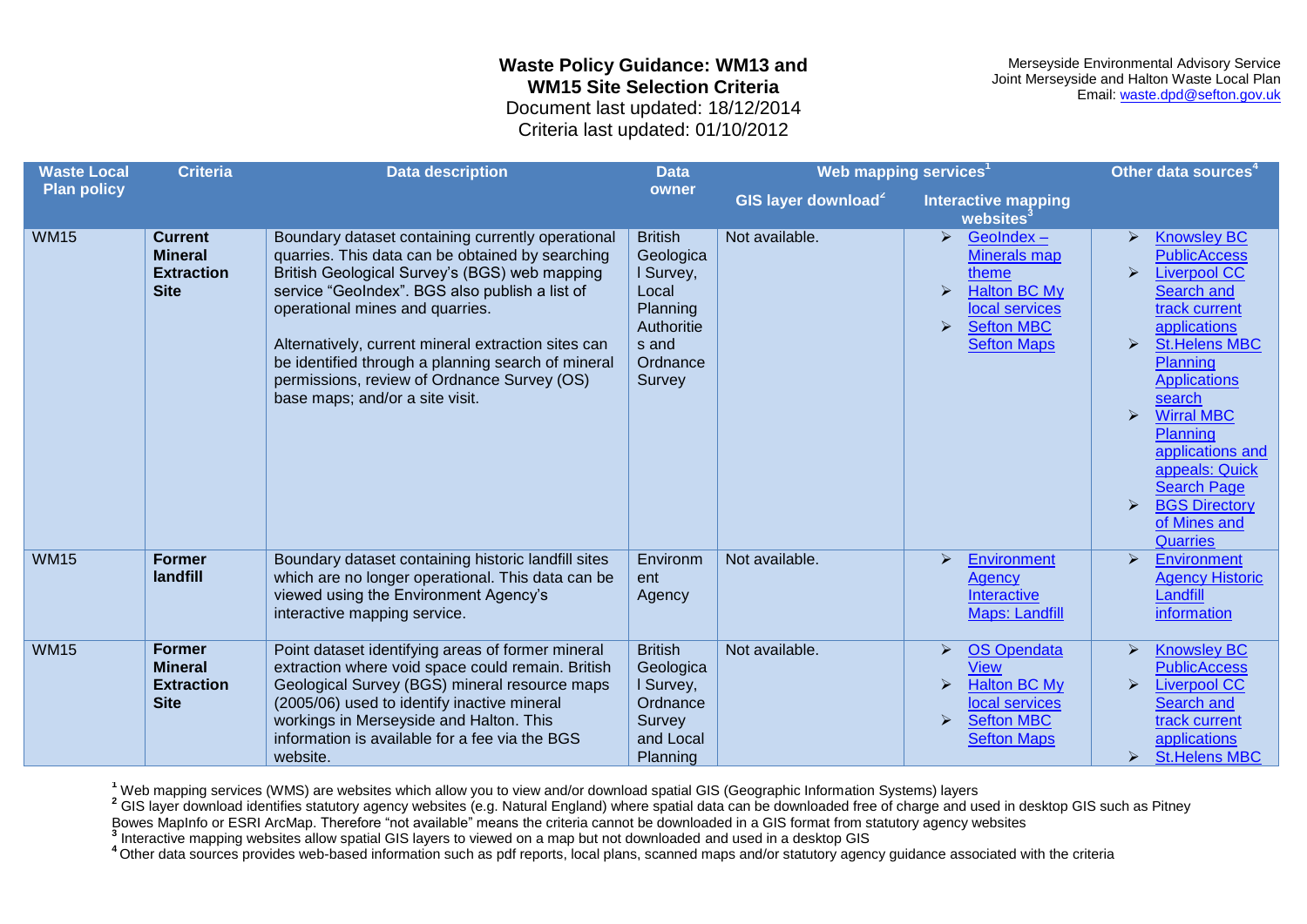**Waste Policy Guidance: WM13 and WM15 Site Selection Criteria**
Document last updated: 18/12/2014
Criteria last updated: 01/10/2012

Merseyside Environmental Advisory Service
Joint Merseyside and Halton Waste Local Plan
Email: waste.dpd@sefton.gov.uk

| Waste Local Plan policy | Criteria | Data description | Data owner | Web mapping services[1] | | Other data sources[4] |
|---|---|---|---|---|---|---|
| | | | | GIS layer download[2] | Interactive mapping websites[3] | |
| WM15 | **Current Mineral Extraction Site** | Boundary dataset containing currently operational quarries. This data can be obtained by searching British Geological Survey's (BGS) web mapping service "GeoIndex". BGS also publish a list of operational mines and quarries. <br><br> Alternatively, current mineral extraction sites can be identified through a planning search of mineral permissions, review of Ordnance Survey (OS) base maps; and/or a site visit. | British Geological Survey, Local Planning Authorities and Ordnance Survey | Not available. | ➢ GeoIndex – Minerals map theme <br> ➢ Halton BC My local services <br> ➢ Sefton MBC Sefton Maps | ➢ Knowsley BC PublicAccess <br> ➢ Liverpool CC Search and track current applications <br> ➢ St.Helens MBC Planning Applications search <br> ➢ Wirral MBC Planning applications and appeals: Quick Search Page <br> ➢ BGS Directory of Mines and Quarries |
| WM15 | **Former landfill** | Boundary dataset containing historic landfill sites which are no longer operational. This data can be viewed using the Environment Agency's interactive mapping service. | Environment Agency | Not available. | ➢ Environment Agency Interactive Maps: Landfill | ➢ Environment Agency Historic Landfill information |
| WM15 | **Former Mineral Extraction Site** | Point dataset identifying areas of former mineral extraction where void space could remain. British Geological Survey (BGS) mineral resource maps (2005/06) used to identify inactive mineral workings in Merseyside and Halton. This information is available for a fee via the BGS website. | British Geological Survey, Ordnance Survey and Local Planning | Not available. | ➢ OS Opendata View <br> ➢ Halton BC My local services <br> ➢ Sefton MBC Sefton Maps | ➢ Knowsley BC PublicAccess <br> ➢ Liverpool CC Search and track current applications <br> ➢ St.Helens MBC |

[1] Web mapping services (WMS) are websites which allow you to view and/or download spatial GIS (Geographic Information Systems) layers
[2] GIS layer download identifies statutory agency websites (e.g. Natural England) where spatial data can be downloaded free of charge and used in desktop GIS such as Pitney Bowes MapInfo or ESRI ArcMap. Therefore "not available" means the criteria cannot be downloaded in a GIS format from statutory agency websites
[3] Interactive mapping websites allow spatial GIS layers to viewed on a map but not downloaded and used in a desktop GIS
[4] Other data sources provides web-based information such as pdf reports, local plans, scanned maps and/or statutory agency guidance associated with the criteria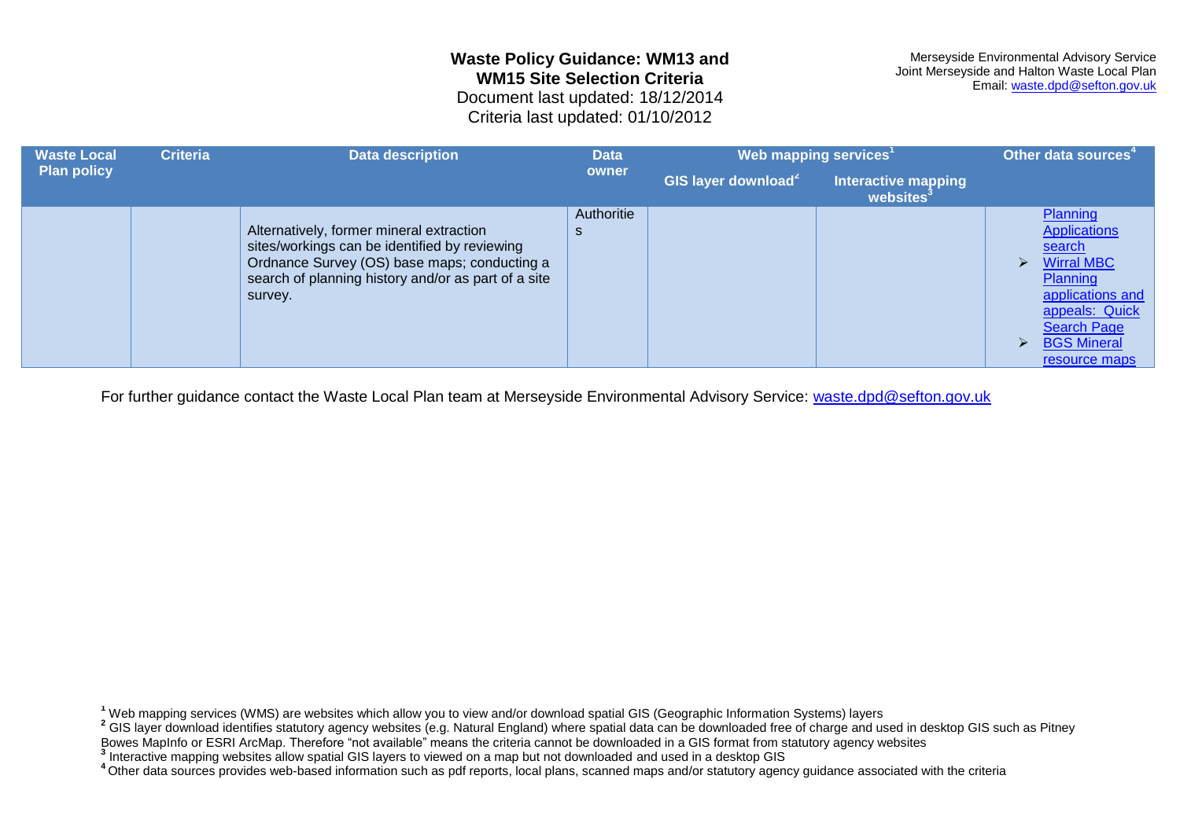| Waste Local Plan policy | Criteria | Data description | Data owner | Web mapping services[1] | | Other data sources[4] |
|---|---|---|---|---|---|---|
| | | | | GIS layer download[2] | Interactive mapping websites[3] | |
| | | Alternatively, former mineral extraction sites/workings can be identified by reviewing Ordnance Survey (OS) base maps; conducting a search of planning history and/or as part of a site survey. | Authorities | | | Planning Applications search<br>➢ Wirral MBC Planning applications and appeals: Quick Search Page<br>➢ BGS Mineral resource maps |

For further guidance contact the Waste Local Plan team at Merseyside Environmental Advisory Service: waste.dpd@sefton.gov.uk

[1] Web mapping services (WMS) are websites which allow you to view and/or download spatial GIS (Geographic Information Systems) layers

[2] GIS layer download identifies statutory agency websites (e.g. Natural England) where spatial data can be downloaded free of charge and used in desktop GIS such as Pitney Bowes MapInfo or ESRI ArcMap. Therefore "not available" means the criteria cannot be downloaded in a GIS format from statutory agency websites

[3] Interactive mapping websites allow spatial GIS layers to viewed on a map but not downloaded and used in a desktop GIS

[4] Other data sources provides web-based information such as pdf reports, local plans, scanned maps and/or statutory agency guidance associated with the criteria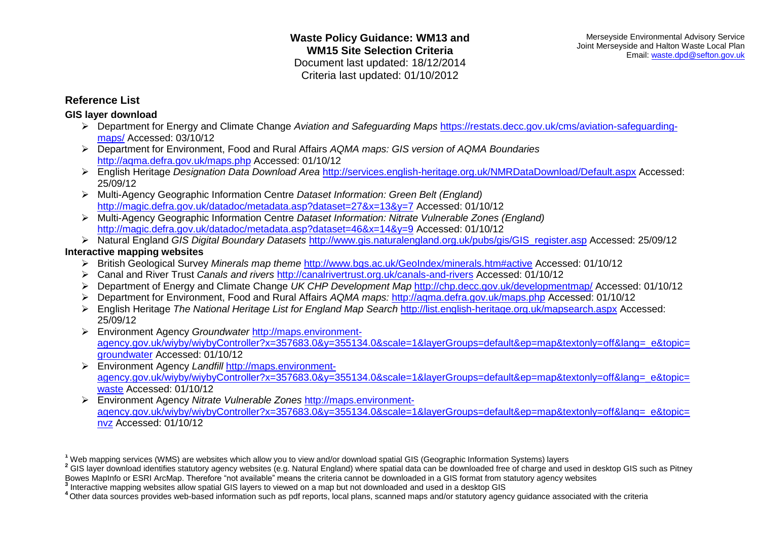**Waste Policy Guidance: WM13 and WM15 Site Selection Criteria**
Document last updated: 18/12/2014
Criteria last updated: 01/10/2012

Merseyside Environmental Advisory Service
Joint Merseyside and Halton Waste Local Plan
Email: waste.dpd@sefton.gov.uk

## Reference List

### GIS layer download

- Department for Energy and Climate Change *Aviation and Safeguarding Maps* https://restats.decc.gov.uk/cms/aviation-safeguarding-maps/ Accessed: 03/10/12
- Department for Environment, Food and Rural Affairs *AQMA maps: GIS version of AQMA Boundaries* http://aqma.defra.gov.uk/maps.php Accessed: 01/10/12
- English Heritage *Designation Data Download Area* http://services.english-heritage.org.uk/NMRDataDownload/Default.aspx Accessed: 25/09/12
- Multi-Agency Geographic Information Centre *Dataset Information: Green Belt (England)* http://magic.defra.gov.uk/datadoc/metadata.asp?dataset=27&x=13&y=7 Accessed: 01/10/12
- Multi-Agency Geographic Information Centre *Dataset Information: Nitrate Vulnerable Zones (England)* http://magic.defra.gov.uk/datadoc/metadata.asp?dataset=46&x=14&y=9 Accessed: 01/10/12
- Natural England *GIS Digital Boundary Datasets* http://www.gis.naturalengland.org.uk/pubs/gis/GIS_register.asp Accessed: 25/09/12

### Interactive mapping websites

- British Geological Survey *Minerals map theme* http://www.bgs.ac.uk/GeoIndex/minerals.htm#active Accessed: 01/10/12
- Canal and River Trust *Canals and rivers* http://canalrivertrust.org.uk/canals-and-rivers Accessed: 01/10/12
- Department of Energy and Climate Change *UK CHP Development Map* http://chp.decc.gov.uk/developmentmap/ Accessed: 01/10/12
- Department for Environment, Food and Rural Affairs *AQMA maps:* http://aqma.defra.gov.uk/maps.php Accessed: 01/10/12
- English Heritage *The National Heritage List for England Map Search* http://list.english-heritage.org.uk/mapsearch.aspx Accessed: 25/09/12
- Environment Agency *Groundwater* http://maps.environment-agency.gov.uk/wiyby/wiybyController?x=357683.0&y=355134.0&scale=1&layerGroups=default&ep=map&textonly=off&lang=_e&topic=groundwater Accessed: 01/10/12
- Environment Agency *Landfill* http://maps.environment-agency.gov.uk/wiyby/wiybyController?x=357683.0&y=355134.0&scale=1&layerGroups=default&ep=map&textonly=off&lang=_e&topic=waste Accessed: 01/10/12
- Environment Agency *Nitrate Vulnerable Zones* http://maps.environment-agency.gov.uk/wiyby/wiybyController?x=357683.0&y=355134.0&scale=1&layerGroups=default&ep=map&textonly=off&lang=_e&topic=nvz Accessed: 01/10/12

---

[1] Web mapping services (WMS) are websites which allow you to view and/or download spatial GIS (Geographic Information Systems) layers
[2] GIS layer download identifies statutory agency websites (e.g. Natural England) where spatial data can be downloaded free of charge and used in desktop GIS such as Pitney Bowes MapInfo or ESRI ArcMap. Therefore "not available" means the criteria cannot be downloaded in a GIS format from statutory agency websites
[3] Interactive mapping websites allow spatial GIS layers to viewed on a map but not downloaded and used in a desktop GIS
[4] Other data sources provides web-based information such as pdf reports, local plans, scanned maps and/or statutory agency guidance associated with the criteria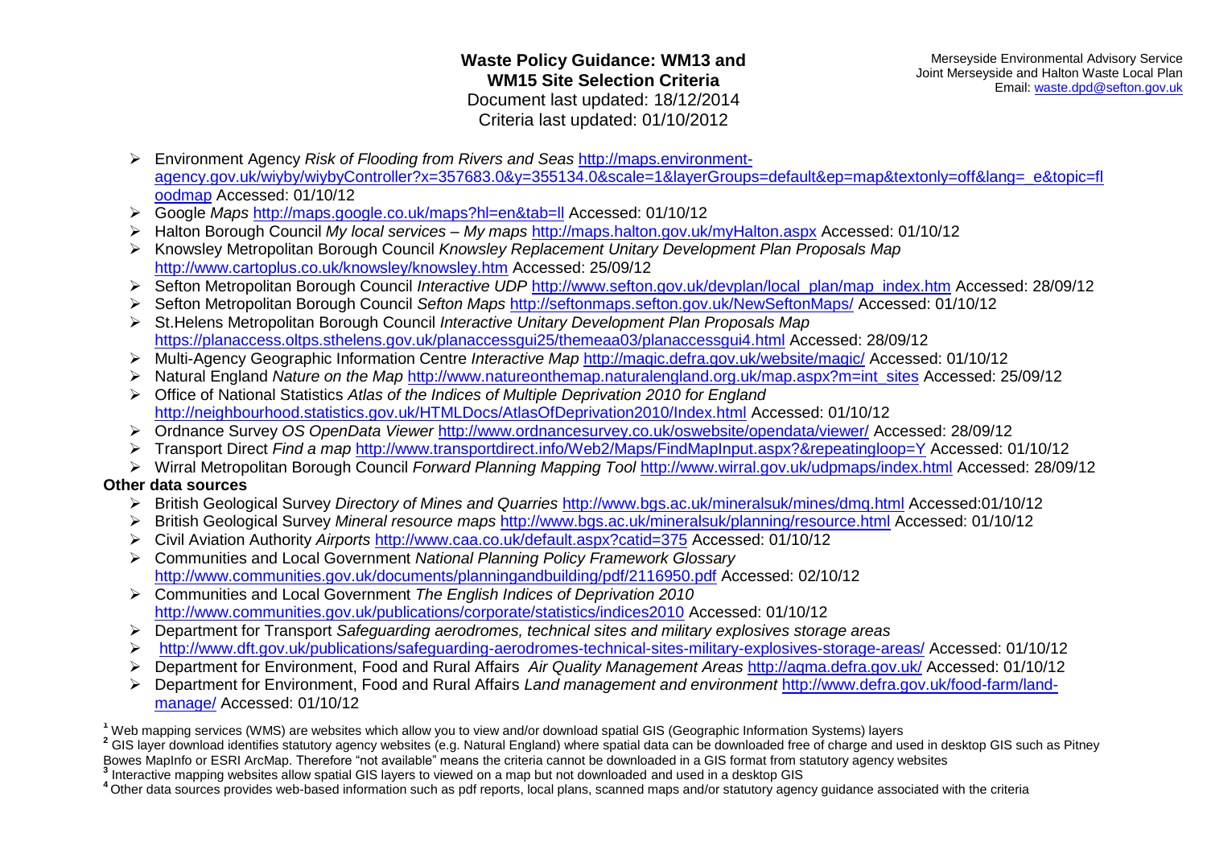**Waste Policy Guidance: WM13 and WM15 Site Selection Criteria**
Document last updated: 18/12/2014
Criteria last updated: 01/10/2012

Merseyside Environmental Advisory Service
Joint Merseyside and Halton Waste Local Plan
Email: waste.dpd@sefton.gov.uk

- Environment Agency *Risk of Flooding from Rivers and Seas* http://maps.environment-agency.gov.uk/wiyby/wiybyController?x=357683.0&y=355134.0&scale=1&layerGroups=default&ep=map&textonly=off&lang=_e&topic=floodmap Accessed: 01/10/12
- Google *Maps* http://maps.google.co.uk/maps?hl=en&tab=ll Accessed: 01/10/12
- Halton Borough Council *My local services – My maps* http://maps.halton.gov.uk/myHalton.aspx Accessed: 01/10/12
- Knowsley Metropolitan Borough Council *Knowsley Replacement Unitary Development Plan Proposals Map* http://www.cartoplus.co.uk/knowsley/knowsley.htm Accessed: 25/09/12
- Sefton Metropolitan Borough Council *Interactive UDP* http://www.sefton.gov.uk/devplan/local_plan/map_index.htm Accessed: 28/09/12
- Sefton Metropolitan Borough Council *Sefton Maps* http://seftonmaps.sefton.gov.uk/NewSeftonMaps/ Accessed: 01/10/12
- St.Helens Metropolitan Borough Council *Interactive Unitary Development Plan Proposals Map* https://planaccess.oltps.sthelens.gov.uk/planaccessgui25/themeaa03/planaccessgui4.html Accessed: 28/09/12
- Multi-Agency Geographic Information Centre *Interactive Map* http://magic.defra.gov.uk/website/magic/ Accessed: 01/10/12
- Natural England *Nature on the Map* http://www.natureonthemap.naturalengland.org.uk/map.aspx?m=int_sites Accessed: 25/09/12
- Office of National Statistics *Atlas of the Indices of Multiple Deprivation 2010 for England* http://neighbourhood.statistics.gov.uk/HTMLDocs/AtlasOfDeprivation2010/Index.html Accessed: 01/10/12
- Ordnance Survey *OS OpenData Viewer* http://www.ordnancesurvey.co.uk/oswebsite/opendata/viewer/ Accessed: 28/09/12
- Transport Direct *Find a map* http://www.transportdirect.info/Web2/Maps/FindMapInput.aspx?&repeatingloop=Y Accessed: 01/10/12
- Wirral Metropolitan Borough Council *Forward Planning Mapping Tool* http://www.wirral.gov.uk/udpmaps/index.html Accessed: 28/09/12

**Other data sources**

- British Geological Survey *Directory of Mines and Quarries* http://www.bgs.ac.uk/mineralsuk/mines/dmq.html Accessed:01/10/12
- British Geological Survey *Mineral resource maps* http://www.bgs.ac.uk/mineralsuk/planning/resource.html Accessed: 01/10/12
- Civil Aviation Authority *Airports* http://www.caa.co.uk/default.aspx?catid=375 Accessed: 01/10/12
- Communities and Local Government *National Planning Policy Framework Glossary* http://www.communities.gov.uk/documents/planningandbuilding/pdf/2116950.pdf Accessed: 02/10/12
- Communities and Local Government *The English Indices of Deprivation 2010* http://www.communities.gov.uk/publications/corporate/statistics/indices2010 Accessed: 01/10/12
- Department for Transport *Safeguarding aerodromes, technical sites and military explosives storage areas*
- http://www.dft.gov.uk/publications/safeguarding-aerodromes-technical-sites-military-explosives-storage-areas/ Accessed: 01/10/12
- Department for Environment, Food and Rural Affairs *Air Quality Management Areas* http://aqma.defra.gov.uk/ Accessed: 01/10/12
- Department for Environment, Food and Rural Affairs *Land management and environment* http://www.defra.gov.uk/food-farm/land-manage/ Accessed: 01/10/12

[1] Web mapping services (WMS) are websites which allow you to view and/or download spatial GIS (Geographic Information Systems) layers
[2] GIS layer download identifies statutory agency websites (e.g. Natural England) where spatial data can be downloaded free of charge and used in desktop GIS such as Pitney Bowes MapInfo or ESRI ArcMap. Therefore "not available" means the criteria cannot be downloaded in a GIS format from statutory agency websites
[3] Interactive mapping websites allow spatial GIS layers to viewed on a map but not downloaded and used in a desktop GIS
[4] Other data sources provides web-based information such as pdf reports, local plans, scanned maps and/or statutory agency guidance associated with the criteria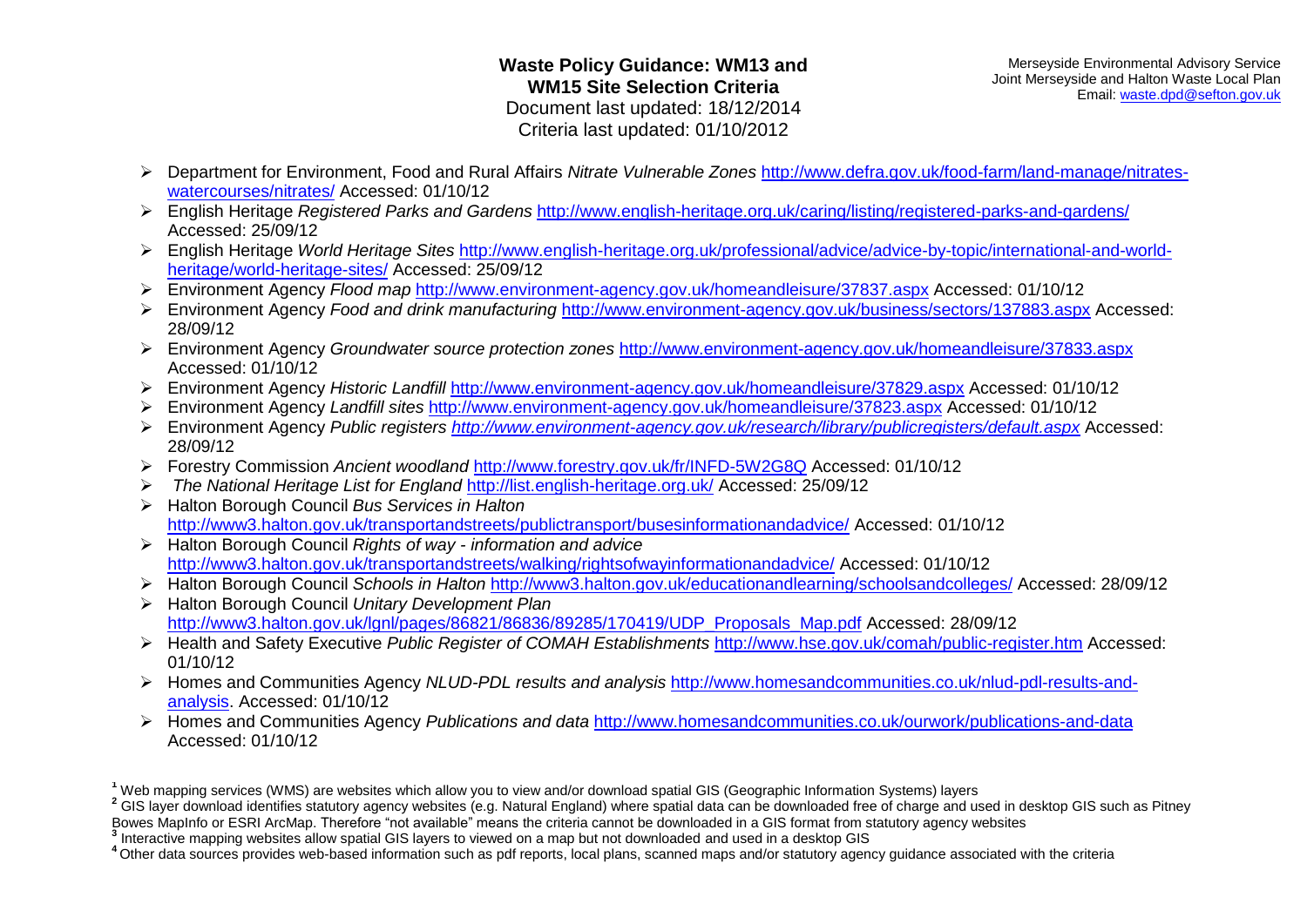- Department for Environment, Food and Rural Affairs *Nitrate Vulnerable Zones* http://www.defra.gov.uk/food-farm/land-manage/nitrates-watercourses/nitrates/ Accessed: 01/10/12
- English Heritage *Registered Parks and Gardens* http://www.english-heritage.org.uk/caring/listing/registered-parks-and-gardens/ Accessed: 25/09/12
- English Heritage *World Heritage Sites* http://www.english-heritage.org.uk/professional/advice/advice-by-topic/international-and-world-heritage/world-heritage-sites/ Accessed: 25/09/12
- Environment Agency *Flood map* http://www.environment-agency.gov.uk/homeandleisure/37837.aspx Accessed: 01/10/12
- Environment Agency *Food and drink manufacturing* http://www.environment-agency.gov.uk/business/sectors/137883.aspx Accessed: 28/09/12
- Environment Agency *Groundwater source protection zones* http://www.environment-agency.gov.uk/homeandleisure/37833.aspx Accessed: 01/10/12
- Environment Agency *Historic Landfill* http://www.environment-agency.gov.uk/homeandleisure/37829.aspx Accessed: 01/10/12
- Environment Agency *Landfill sites* http://www.environment-agency.gov.uk/homeandleisure/37823.aspx Accessed: 01/10/12
- Environment Agency *Public registers* *http://www.environment-agency.gov.uk/research/library/publicregisters/default.aspx* Accessed: 28/09/12
- Forestry Commission *Ancient woodland* http://www.forestry.gov.uk/fr/INFD-5W2G8Q Accessed: 01/10/12
- *The National Heritage List for England* http://list.english-heritage.org.uk/ Accessed: 25/09/12
- Halton Borough Council *Bus Services in Halton* http://www3.halton.gov.uk/transportandstreets/publictransport/busesinformationandadvice/ Accessed: 01/10/12
- Halton Borough Council *Rights of way - information and advice* http://www3.halton.gov.uk/transportandstreets/walking/rightsofwayinformationandadvice/ Accessed: 01/10/12
- Halton Borough Council *Schools in Halton* http://www3.halton.gov.uk/educationandlearning/schoolsandcolleges/ Accessed: 28/09/12
- Halton Borough Council *Unitary Development Plan* http://www3.halton.gov.uk/lgnl/pages/86821/86836/89285/170419/UDP_Proposals_Map.pdf Accessed: 28/09/12
- Health and Safety Executive *Public Register of COMAH Establishments* http://www.hse.gov.uk/comah/public-register.htm Accessed: 01/10/12
- Homes and Communities Agency *NLUD-PDL results and analysis* http://www.homesandcommunities.co.uk/nlud-pdl-results-and-analysis. Accessed: 01/10/12
- Homes and Communities Agency *Publications and data* http://www.homesandcommunities.co.uk/ourwork/publications-and-data Accessed: 01/10/12

[1] Web mapping services (WMS) are websites which allow you to view and/or download spatial GIS (Geographic Information Systems) layers

[2] GIS layer download identifies statutory agency websites (e.g. Natural England) where spatial data can be downloaded free of charge and used in desktop GIS such as Pitney Bowes MapInfo or ESRI ArcMap. Therefore "not available" means the criteria cannot be downloaded in a GIS format from statutory agency websites

[3] Interactive mapping websites allow spatial GIS layers to viewed on a map but not downloaded and used in a desktop GIS

[4] Other data sources provides web-based information such as pdf reports, local plans, scanned maps and/or statutory agency guidance associated with the criteria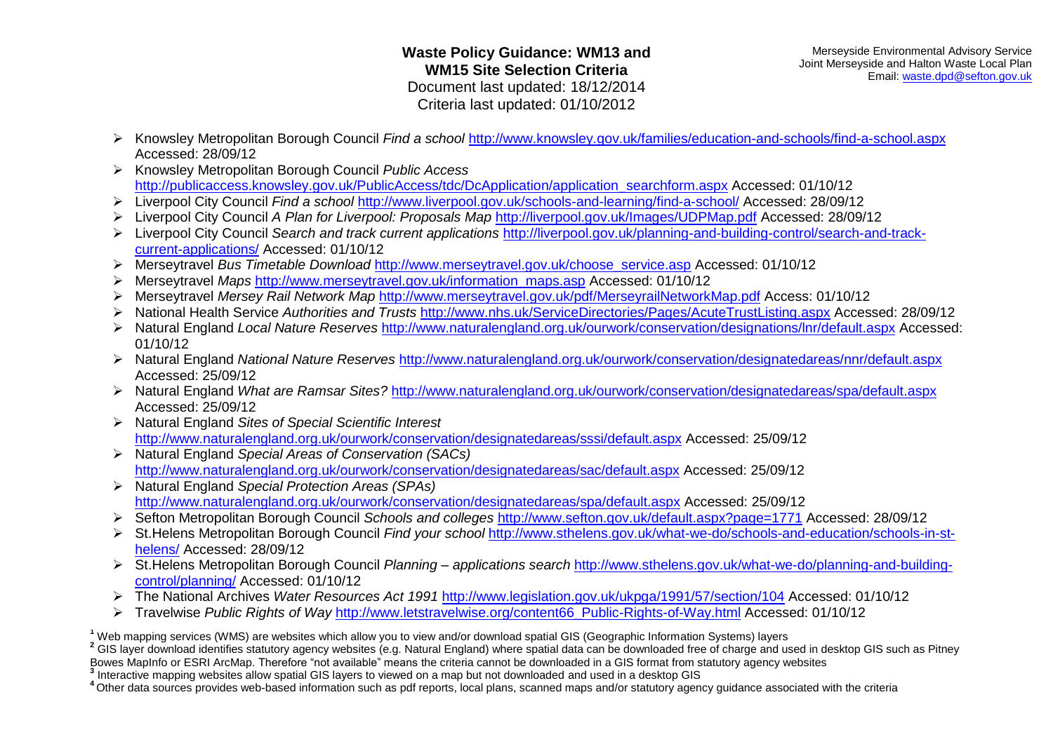- Knowsley Metropolitan Borough Council *Find a school* http://www.knowsley.gov.uk/families/education-and-schools/find-a-school.aspx Accessed: 28/09/12
- Knowsley Metropolitan Borough Council *Public Access* http://publicaccess.knowsley.gov.uk/PublicAccess/tdc/DcApplication/application_searchform.aspx Accessed: 01/10/12
- Liverpool City Council *Find a school* http://www.liverpool.gov.uk/schools-and-learning/find-a-school/ Accessed: 28/09/12
- Liverpool City Council *A Plan for Liverpool: Proposals Map* http://liverpool.gov.uk/Images/UDPMap.pdf Accessed: 28/09/12
- Liverpool City Council *Search and track current applications* http://liverpool.gov.uk/planning-and-building-control/search-and-track-current-applications/ Accessed: 01/10/12
- Merseytravel *Bus Timetable Download* http://www.merseytravel.gov.uk/choose_service.asp Accessed: 01/10/12
- Merseytravel *Maps* http://www.merseytravel.gov.uk/information_maps.asp Accessed: 01/10/12
- Merseytravel *Mersey Rail Network Map* http://www.merseytravel.gov.uk/pdf/MerseyrailNetworkMap.pdf Access: 01/10/12
- National Health Service *Authorities and Trusts* http://www.nhs.uk/ServiceDirectories/Pages/AcuteTrustListing.aspx Accessed: 28/09/12
- Natural England *Local Nature Reserves* http://www.naturalengland.org.uk/ourwork/conservation/designations/lnr/default.aspx Accessed: 01/10/12
- Natural England *National Nature Reserves* http://www.naturalengland.org.uk/ourwork/conservation/designatedareas/nnr/default.aspx Accessed: 25/09/12
- Natural England *What are Ramsar Sites?* http://www.naturalengland.org.uk/ourwork/conservation/designatedareas/spa/default.aspx Accessed: 25/09/12
- Natural England *Sites of Special Scientific Interest* http://www.naturalengland.org.uk/ourwork/conservation/designatedareas/sssi/default.aspx Accessed: 25/09/12
- Natural England *Special Areas of Conservation (SACs)* http://www.naturalengland.org.uk/ourwork/conservation/designatedareas/sac/default.aspx Accessed: 25/09/12
- Natural England *Special Protection Areas (SPAs)* http://www.naturalengland.org.uk/ourwork/conservation/designatedareas/spa/default.aspx Accessed: 25/09/12
- Sefton Metropolitan Borough Council *Schools and colleges* http://www.sefton.gov.uk/default.aspx?page=1771 Accessed: 28/09/12
- St.Helens Metropolitan Borough Council *Find your school* http://www.sthelens.gov.uk/what-we-do/schools-and-education/schools-in-st-helens/ Accessed: 28/09/12
- St.Helens Metropolitan Borough Council *Planning – applications search* http://www.sthelens.gov.uk/what-we-do/planning-and-building-control/planning/ Accessed: 01/10/12
- The National Archives *Water Resources Act 1991* http://www.legislation.gov.uk/ukpga/1991/57/section/104 Accessed: 01/10/12
- Travelwise *Public Rights of Way* http://www.letstravelwise.org/content66_Public-Rights-of-Way.html Accessed: 01/10/12

[1] Web mapping services (WMS) are websites which allow you to view and/or download spatial GIS (Geographic Information Systems) layers

[2] GIS layer download identifies statutory agency websites (e.g. Natural England) where spatial data can be downloaded free of charge and used in desktop GIS such as Pitney Bowes MapInfo or ESRI ArcMap. Therefore "not available" means the criteria cannot be downloaded in a GIS format from statutory agency websites

[3] Interactive mapping websites allow spatial GIS layers to viewed on a map but not downloaded and used in a desktop GIS

[4] Other data sources provides web-based information such as pdf reports, local plans, scanned maps and/or statutory agency guidance associated with the criteria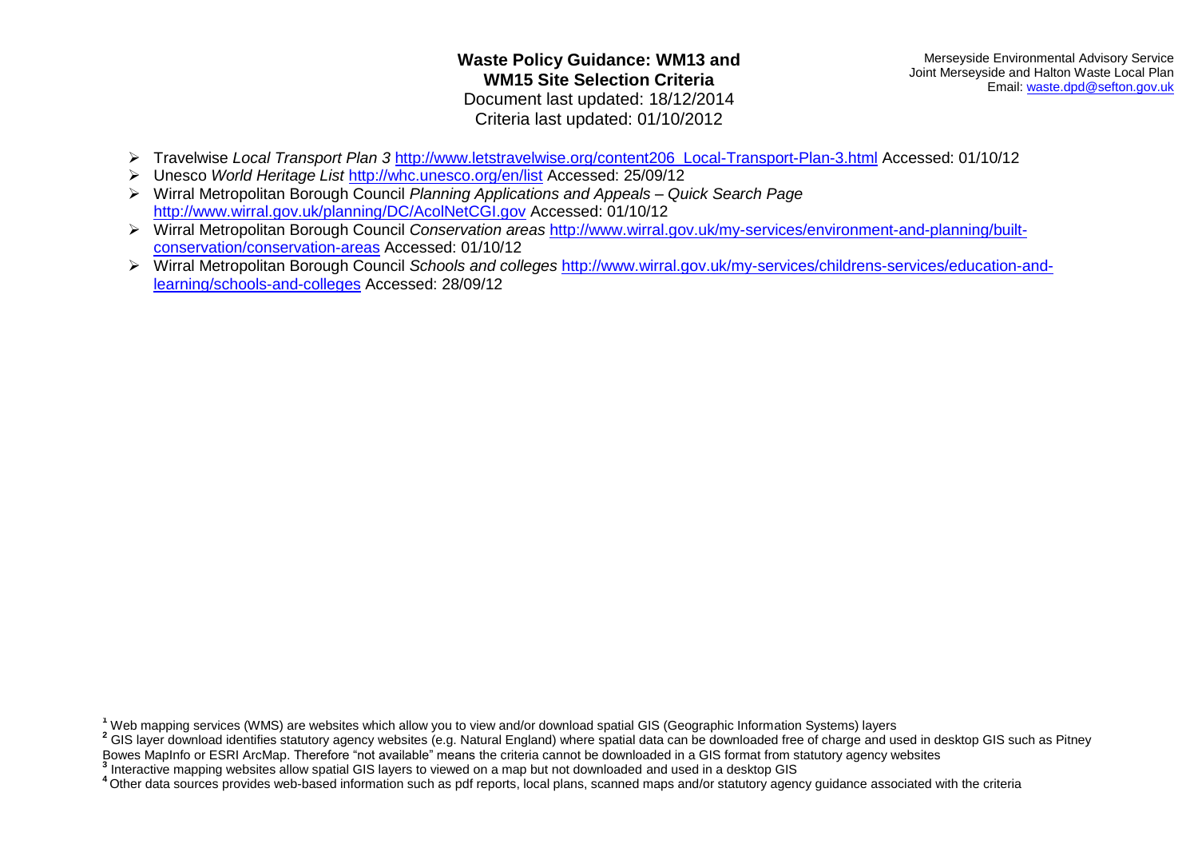- Travelwise *Local Transport Plan 3* http://www.letstravelwise.org/content206_Local-Transport-Plan-3.html Accessed: 01/10/12
- Unesco *World Heritage List* http://whc.unesco.org/en/list Accessed: 25/09/12
- Wirral Metropolitan Borough Council *Planning Applications and Appeals – Quick Search Page* http://www.wirral.gov.uk/planning/DC/AcolNetCGI.gov Accessed: 01/10/12
- Wirral Metropolitan Borough Council *Conservation areas* http://www.wirral.gov.uk/my-services/environment-and-planning/built-conservation/conservation-areas Accessed: 01/10/12
- Wirral Metropolitan Borough Council *Schools and colleges* http://www.wirral.gov.uk/my-services/childrens-services/education-and-learning/schools-and-colleges Accessed: 28/09/12

[1] Web mapping services (WMS) are websites which allow you to view and/or download spatial GIS (Geographic Information Systems) layers

[2] GIS layer download identifies statutory agency websites (e.g. Natural England) where spatial data can be downloaded free of charge and used in desktop GIS such as Pitney Bowes MapInfo or ESRI ArcMap. Therefore "not available" means the criteria cannot be downloaded in a GIS format from statutory agency websites

[3] Interactive mapping websites allow spatial GIS layers to viewed on a map but not downloaded and used in a desktop GIS

[4] Other data sources provides web-based information such as pdf reports, local plans, scanned maps and/or statutory agency guidance associated with the criteria